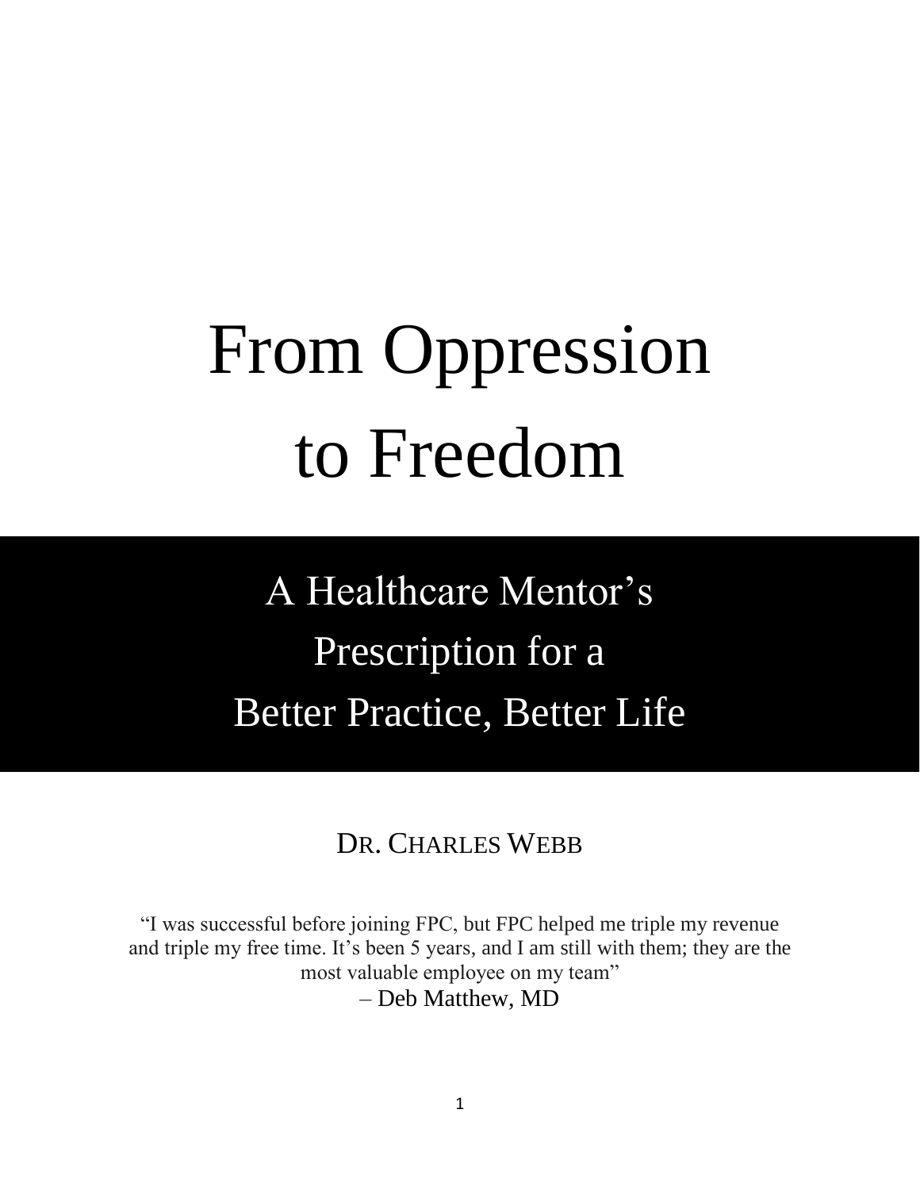# From Oppression to Freedom

## A Healthcare Mentor's Prescription for a Better Practice, Better Life

DR. CHARLES WEBB

"I was successful before joining FPC, but FPC helped me triple my revenue and triple my free time. It's been 5 years, and I am still with them; they are the most valuable employee on my team"
– Deb Matthew, MD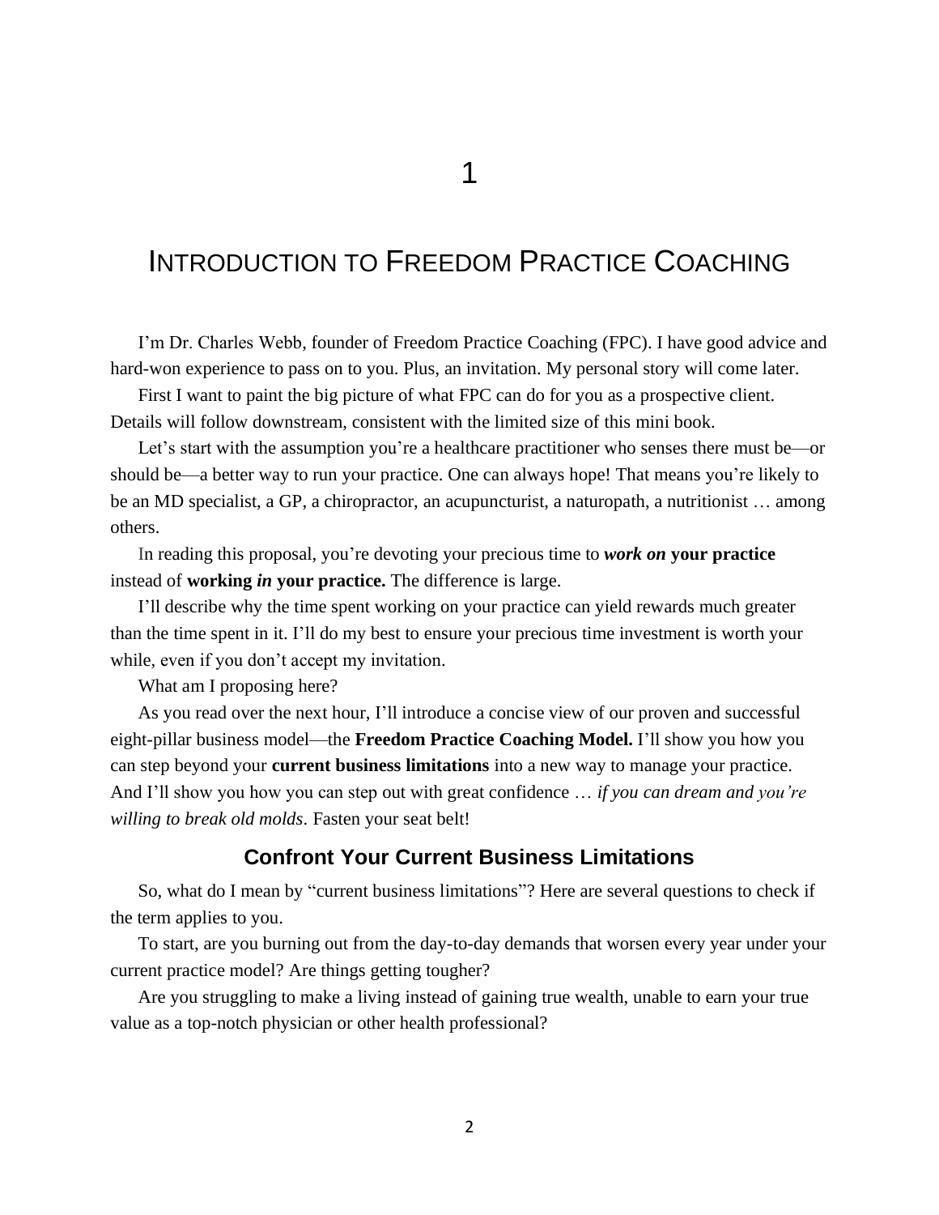# 1

# INTRODUCTION TO FREEDOM PRACTICE COACHING

I'm Dr. Charles Webb, founder of Freedom Practice Coaching (FPC). I have good advice and hard-won experience to pass on to you. Plus, an invitation. My personal story will come later.

First I want to paint the big picture of what FPC can do for you as a prospective client. Details will follow downstream, consistent with the limited size of this mini book.

Let's start with the assumption you're a healthcare practitioner who senses there must be—or should be—a better way to run your practice. One can always hope! That means you're likely to be an MD specialist, a GP, a chiropractor, an acupuncturist, a naturopath, a nutritionist … among others.

In reading this proposal, you're devoting your precious time to ***work on* your practice** instead of **working *in* your practice.** The difference is large.

I'll describe why the time spent working on your practice can yield rewards much greater than the time spent in it. I'll do my best to ensure your precious time investment is worth your while, even if you don't accept my invitation.

What am I proposing here?

As you read over the next hour, I'll introduce a concise view of our proven and successful eight-pillar business model—the **Freedom Practice Coaching Model.** I'll show you how you can step beyond your **current business limitations** into a new way to manage your practice. And I'll show you how you can step out with great confidence … *if you can dream and you're willing to break old molds*. Fasten your seat belt!

## Confront Your Current Business Limitations

So, what do I mean by "current business limitations"? Here are several questions to check if the term applies to you.

To start, are you burning out from the day-to-day demands that worsen every year under your current practice model? Are things getting tougher?

Are you struggling to make a living instead of gaining true wealth, unable to earn your true value as a top-notch physician or other health professional?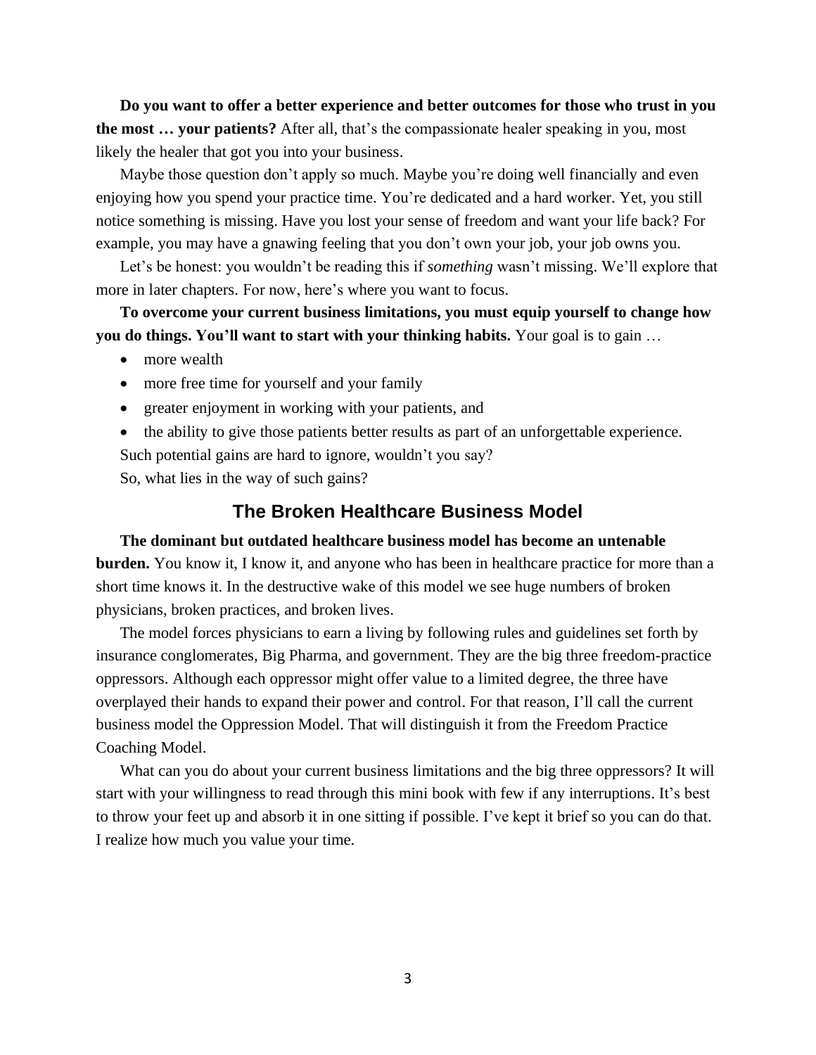**Do you want to offer a better experience and better outcomes for those who trust in you the most … your patients?** After all, that's the compassionate healer speaking in you, most likely the healer that got you into your business.

Maybe those question don't apply so much. Maybe you're doing well financially and even enjoying how you spend your practice time. You're dedicated and a hard worker. Yet, you still notice something is missing. Have you lost your sense of freedom and want your life back? For example, you may have a gnawing feeling that you don't own your job, your job owns you.

Let's be honest: you wouldn't be reading this if *something* wasn't missing. We'll explore that more in later chapters. For now, here's where you want to focus.

**To overcome your current business limitations, you must equip yourself to change how you do things. You'll want to start with your thinking habits.** Your goal is to gain …

- more wealth
- more free time for yourself and your family
- greater enjoyment in working with your patients, and
- the ability to give those patients better results as part of an unforgettable experience.

Such potential gains are hard to ignore, wouldn't you say?

So, what lies in the way of such gains?

## The Broken Healthcare Business Model

**The dominant but outdated healthcare business model has become an untenable burden.** You know it, I know it, and anyone who has been in healthcare practice for more than a short time knows it. In the destructive wake of this model we see huge numbers of broken physicians, broken practices, and broken lives.

The model forces physicians to earn a living by following rules and guidelines set forth by insurance conglomerates, Big Pharma, and government. They are the big three freedom-practice oppressors. Although each oppressor might offer value to a limited degree, the three have overplayed their hands to expand their power and control. For that reason, I'll call the current business model the Oppression Model. That will distinguish it from the Freedom Practice Coaching Model.

What can you do about your current business limitations and the big three oppressors? It will start with your willingness to read through this mini book with few if any interruptions. It's best to throw your feet up and absorb it in one sitting if possible. I've kept it brief so you can do that. I realize how much you value your time.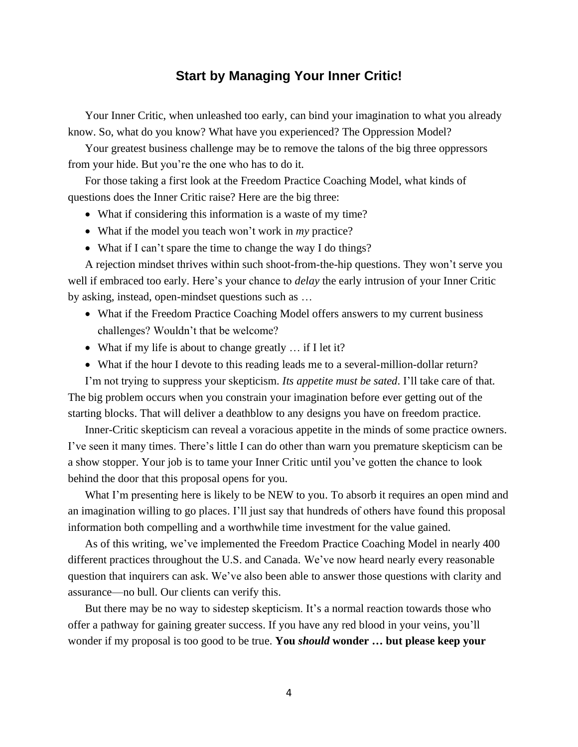## Start by Managing Your Inner Critic!

Your Inner Critic, when unleashed too early, can bind your imagination to what you already know. So, what do you know? What have you experienced? The Oppression Model?

Your greatest business challenge may be to remove the talons of the big three oppressors from your hide. But you're the one who has to do it.

For those taking a first look at the Freedom Practice Coaching Model, what kinds of questions does the Inner Critic raise? Here are the big three:

- What if considering this information is a waste of my time?
- What if the model you teach won't work in *my* practice?
- What if I can't spare the time to change the way I do things?

A rejection mindset thrives within such shoot-from-the-hip questions. They won't serve you well if embraced too early. Here's your chance to *delay* the early intrusion of your Inner Critic by asking, instead, open-mindset questions such as …

- What if the Freedom Practice Coaching Model offers answers to my current business challenges? Wouldn't that be welcome?
- What if my life is about to change greatly … if I let it?
- What if the hour I devote to this reading leads me to a several-million-dollar return?

I'm not trying to suppress your skepticism. *Its appetite must be sated*. I'll take care of that. The big problem occurs when you constrain your imagination before ever getting out of the starting blocks. That will deliver a deathblow to any designs you have on freedom practice.

Inner-Critic skepticism can reveal a voracious appetite in the minds of some practice owners. I've seen it many times. There's little I can do other than warn you premature skepticism can be a show stopper. Your job is to tame your Inner Critic until you've gotten the chance to look behind the door that this proposal opens for you.

What I'm presenting here is likely to be NEW to you. To absorb it requires an open mind and an imagination willing to go places. I'll just say that hundreds of others have found this proposal information both compelling and a worthwhile time investment for the value gained.

As of this writing, we've implemented the Freedom Practice Coaching Model in nearly 400 different practices throughout the U.S. and Canada. We've now heard nearly every reasonable question that inquirers can ask. We've also been able to answer those questions with clarity and assurance—no bull. Our clients can verify this.

But there may be no way to sidestep skepticism. It's a normal reaction towards those who offer a pathway for gaining greater success. If you have any red blood in your veins, you'll wonder if my proposal is too good to be true. **You *should* wonder … but please keep your**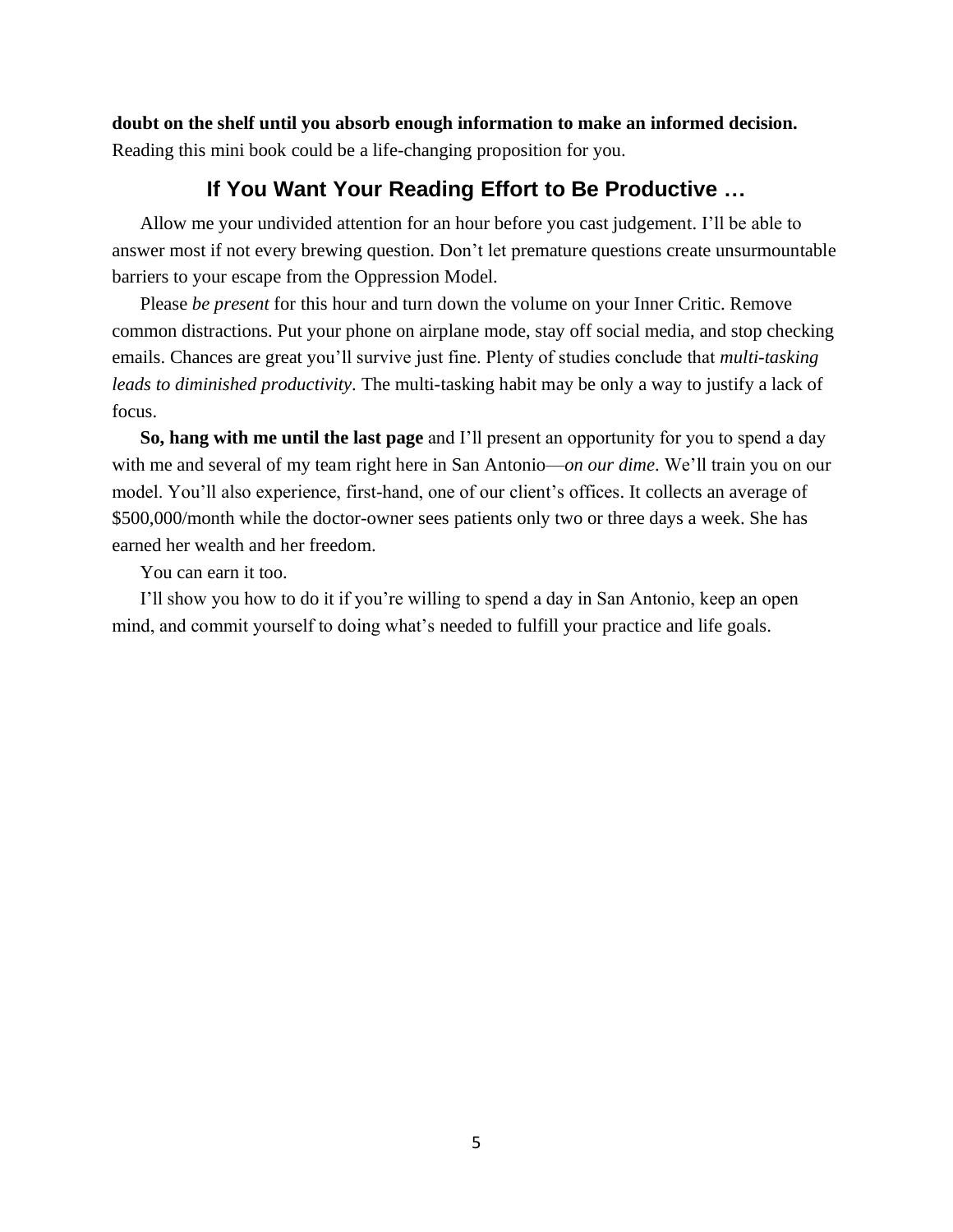**doubt on the shelf until you absorb enough information to make an informed decision.** Reading this mini book could be a life-changing proposition for you.

## If You Want Your Reading Effort to Be Productive …

Allow me your undivided attention for an hour before you cast judgement. I'll be able to answer most if not every brewing question. Don't let premature questions create unsurmountable barriers to your escape from the Oppression Model.

Please *be present* for this hour and turn down the volume on your Inner Critic. Remove common distractions. Put your phone on airplane mode, stay off social media, and stop checking emails. Chances are great you'll survive just fine. Plenty of studies conclude that *multi-tasking leads to diminished productivity*. The multi-tasking habit may be only a way to justify a lack of focus.

**So, hang with me until the last page** and I'll present an opportunity for you to spend a day with me and several of my team right here in San Antonio—*on our dime*. We'll train you on our model. You'll also experience, first-hand, one of our client's offices. It collects an average of $500,000/month while the doctor-owner sees patients only two or three days a week. She has earned her wealth and her freedom.

You can earn it too.

I'll show you how to do it if you're willing to spend a day in San Antonio, keep an open mind, and commit yourself to doing what's needed to fulfill your practice and life goals.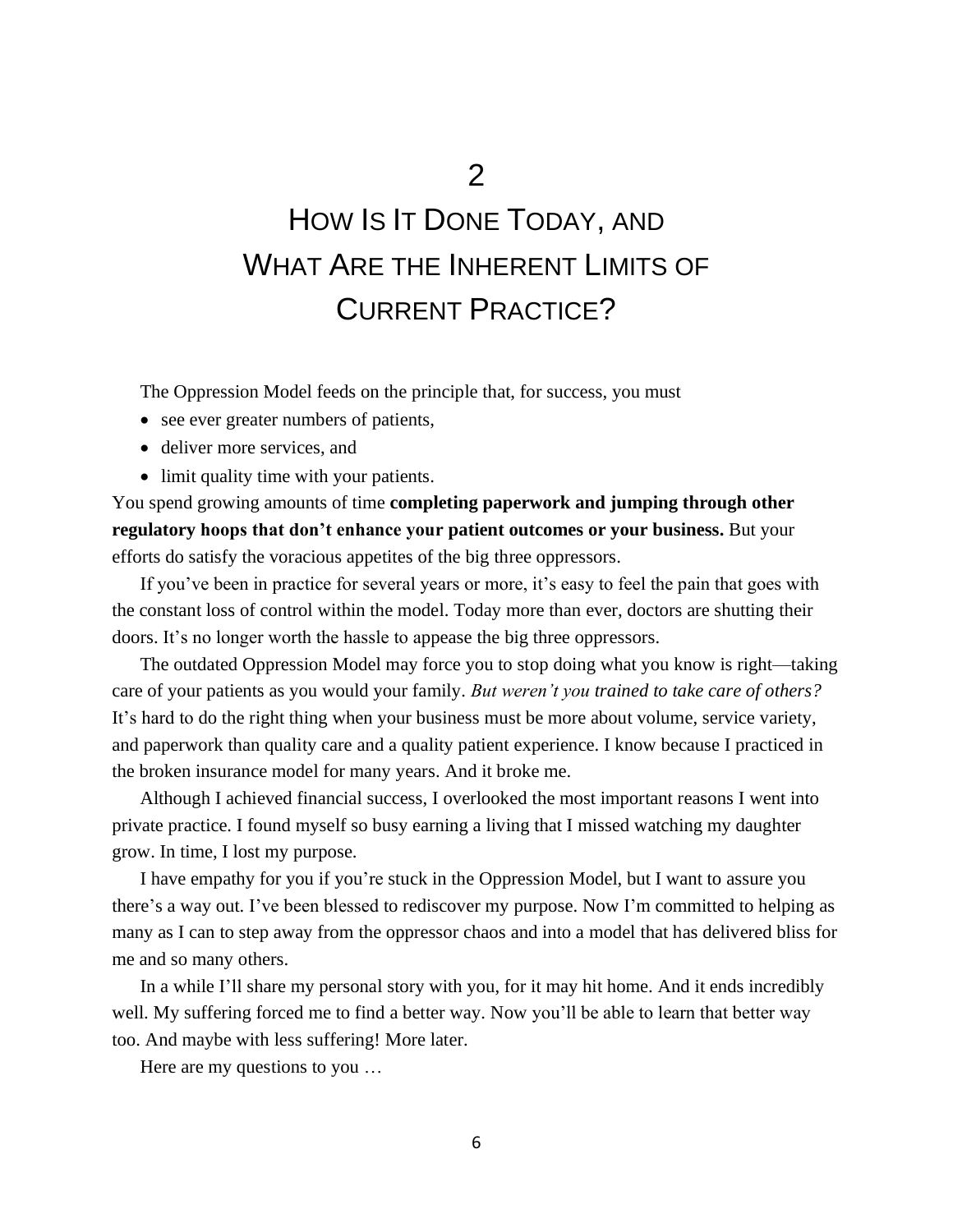# 2

# How Is It Done Today, and What Are the Inherent Limits of Current Practice?

The Oppression Model feeds on the principle that, for success, you must

- see ever greater numbers of patients,
- deliver more services, and
- limit quality time with your patients.

You spend growing amounts of time **completing paperwork and jumping through other regulatory hoops that don't enhance your patient outcomes or your business.** But your efforts do satisfy the voracious appetites of the big three oppressors.

If you've been in practice for several years or more, it's easy to feel the pain that goes with the constant loss of control within the model. Today more than ever, doctors are shutting their doors. It's no longer worth the hassle to appease the big three oppressors.

The outdated Oppression Model may force you to stop doing what you know is right—taking care of your patients as you would your family. *But weren't you trained to take care of others?* It's hard to do the right thing when your business must be more about volume, service variety, and paperwork than quality care and a quality patient experience. I know because I practiced in the broken insurance model for many years. And it broke me.

Although I achieved financial success, I overlooked the most important reasons I went into private practice. I found myself so busy earning a living that I missed watching my daughter grow. In time, I lost my purpose.

I have empathy for you if you're stuck in the Oppression Model, but I want to assure you there's a way out. I've been blessed to rediscover my purpose. Now I'm committed to helping as many as I can to step away from the oppressor chaos and into a model that has delivered bliss for me and so many others.

In a while I'll share my personal story with you, for it may hit home. And it ends incredibly well. My suffering forced me to find a better way. Now you'll be able to learn that better way too. And maybe with less suffering! More later.

Here are my questions to you …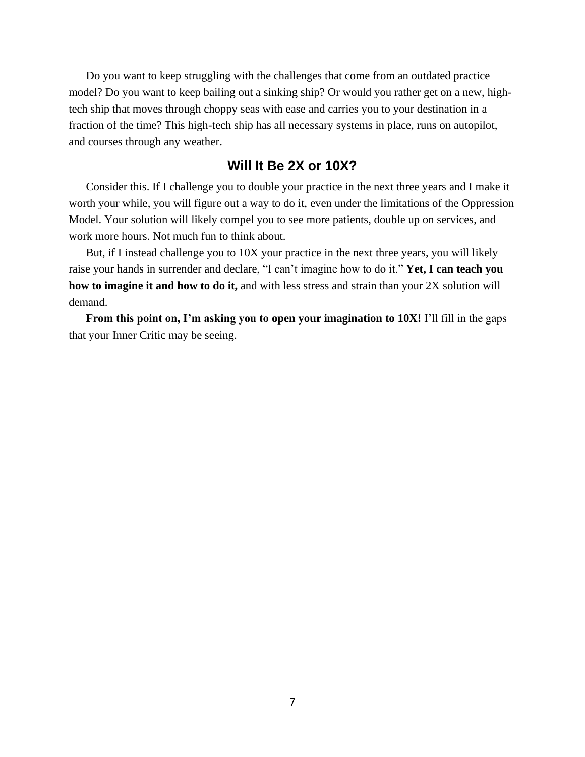Do you want to keep struggling with the challenges that come from an outdated practice model? Do you want to keep bailing out a sinking ship? Or would you rather get on a new, high-tech ship that moves through choppy seas with ease and carries you to your destination in a fraction of the time? This high-tech ship has all necessary systems in place, runs on autopilot, and courses through any weather.

## Will It Be 2X or 10X?

Consider this. If I challenge you to double your practice in the next three years and I make it worth your while, you will figure out a way to do it, even under the limitations of the Oppression Model. Your solution will likely compel you to see more patients, double up on services, and work more hours. Not much fun to think about.

But, if I instead challenge you to 10X your practice in the next three years, you will likely raise your hands in surrender and declare, "I can't imagine how to do it." **Yet, I can teach you how to imagine it and how to do it,** and with less stress and strain than your 2X solution will demand.

**From this point on, I'm asking you to open your imagination to 10X!** I'll fill in the gaps that your Inner Critic may be seeing.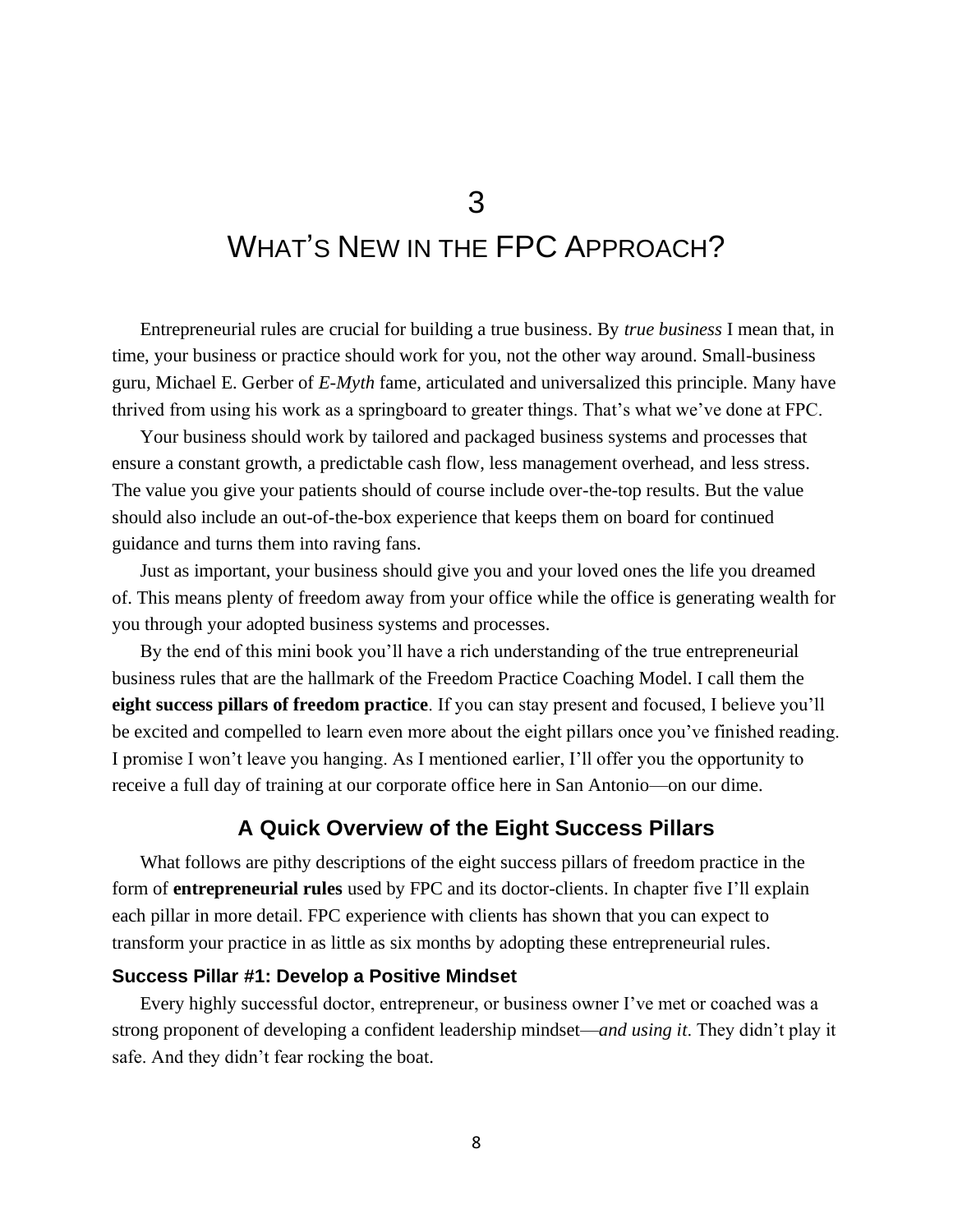# 3

# WHAT'S NEW IN THE FPC APPROACH?

Entrepreneurial rules are crucial for building a true business. By *true business* I mean that, in time, your business or practice should work for you, not the other way around. Small-business guru, Michael E. Gerber of *E-Myth* fame, articulated and universalized this principle. Many have thrived from using his work as a springboard to greater things. That's what we've done at FPC.

Your business should work by tailored and packaged business systems and processes that ensure a constant growth, a predictable cash flow, less management overhead, and less stress. The value you give your patients should of course include over-the-top results. But the value should also include an out-of-the-box experience that keeps them on board for continued guidance and turns them into raving fans.

Just as important, your business should give you and your loved ones the life you dreamed of. This means plenty of freedom away from your office while the office is generating wealth for you through your adopted business systems and processes.

By the end of this mini book you'll have a rich understanding of the true entrepreneurial business rules that are the hallmark of the Freedom Practice Coaching Model. I call them the **eight success pillars of freedom practice**. If you can stay present and focused, I believe you'll be excited and compelled to learn even more about the eight pillars once you've finished reading. I promise I won't leave you hanging. As I mentioned earlier, I'll offer you the opportunity to receive a full day of training at our corporate office here in San Antonio—on our dime.

## A Quick Overview of the Eight Success Pillars

What follows are pithy descriptions of the eight success pillars of freedom practice in the form of **entrepreneurial rules** used by FPC and its doctor-clients. In chapter five I'll explain each pillar in more detail. FPC experience with clients has shown that you can expect to transform your practice in as little as six months by adopting these entrepreneurial rules.

### Success Pillar #1: Develop a Positive Mindset

Every highly successful doctor, entrepreneur, or business owner I've met or coached was a strong proponent of developing a confident leadership mindset—*and using it*. They didn't play it safe. And they didn't fear rocking the boat.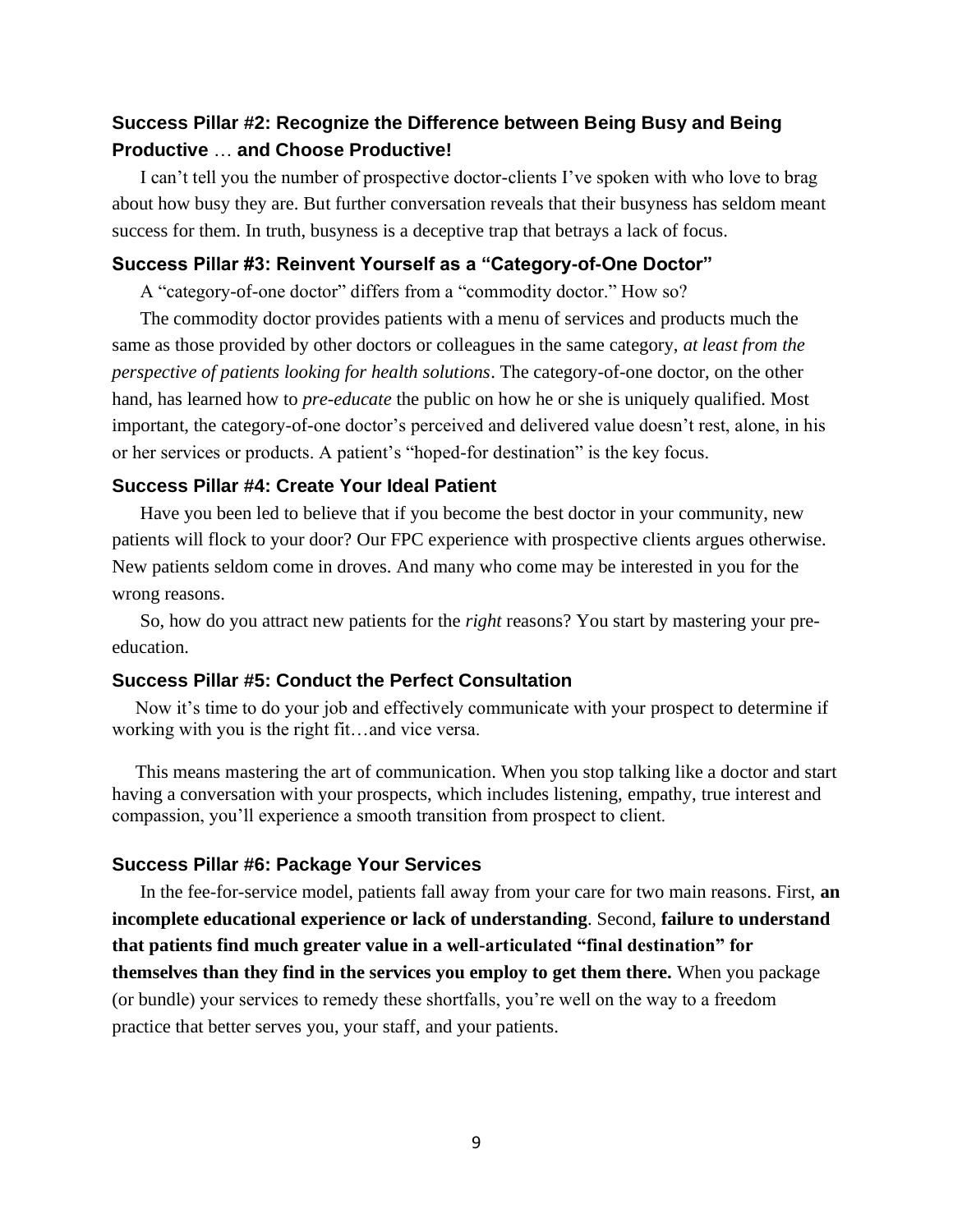### Success Pillar #2: Recognize the Difference between Being Busy and Being Productive … and Choose Productive!

I can't tell you the number of prospective doctor-clients I've spoken with who love to brag about how busy they are. But further conversation reveals that their busyness has seldom meant success for them. In truth, busyness is a deceptive trap that betrays a lack of focus.

### Success Pillar #3: Reinvent Yourself as a "Category-of-One Doctor"

A "category-of-one doctor" differs from a "commodity doctor." How so?

The commodity doctor provides patients with a menu of services and products much the same as those provided by other doctors or colleagues in the same category, *at least from the perspective of patients looking for health solutions*. The category-of-one doctor, on the other hand, has learned how to *pre-educate* the public on how he or she is uniquely qualified. Most important, the category-of-one doctor's perceived and delivered value doesn't rest, alone, in his or her services or products. A patient's "hoped-for destination" is the key focus.

### Success Pillar #4: Create Your Ideal Patient

Have you been led to believe that if you become the best doctor in your community, new patients will flock to your door? Our FPC experience with prospective clients argues otherwise. New patients seldom come in droves. And many who come may be interested in you for the wrong reasons.

So, how do you attract new patients for the *right* reasons? You start by mastering your pre-education.

### Success Pillar #5: Conduct the Perfect Consultation

Now it's time to do your job and effectively communicate with your prospect to determine if working with you is the right fit…and vice versa.

This means mastering the art of communication. When you stop talking like a doctor and start having a conversation with your prospects, which includes listening, empathy, true interest and compassion, you'll experience a smooth transition from prospect to client.

### Success Pillar #6: Package Your Services

In the fee-for-service model, patients fall away from your care for two main reasons. First, **an incomplete educational experience or lack of understanding**. Second, **failure to understand that patients find much greater value in a well-articulated "final destination" for themselves than they find in the services you employ to get them there.** When you package (or bundle) your services to remedy these shortfalls, you're well on the way to a freedom practice that better serves you, your staff, and your patients.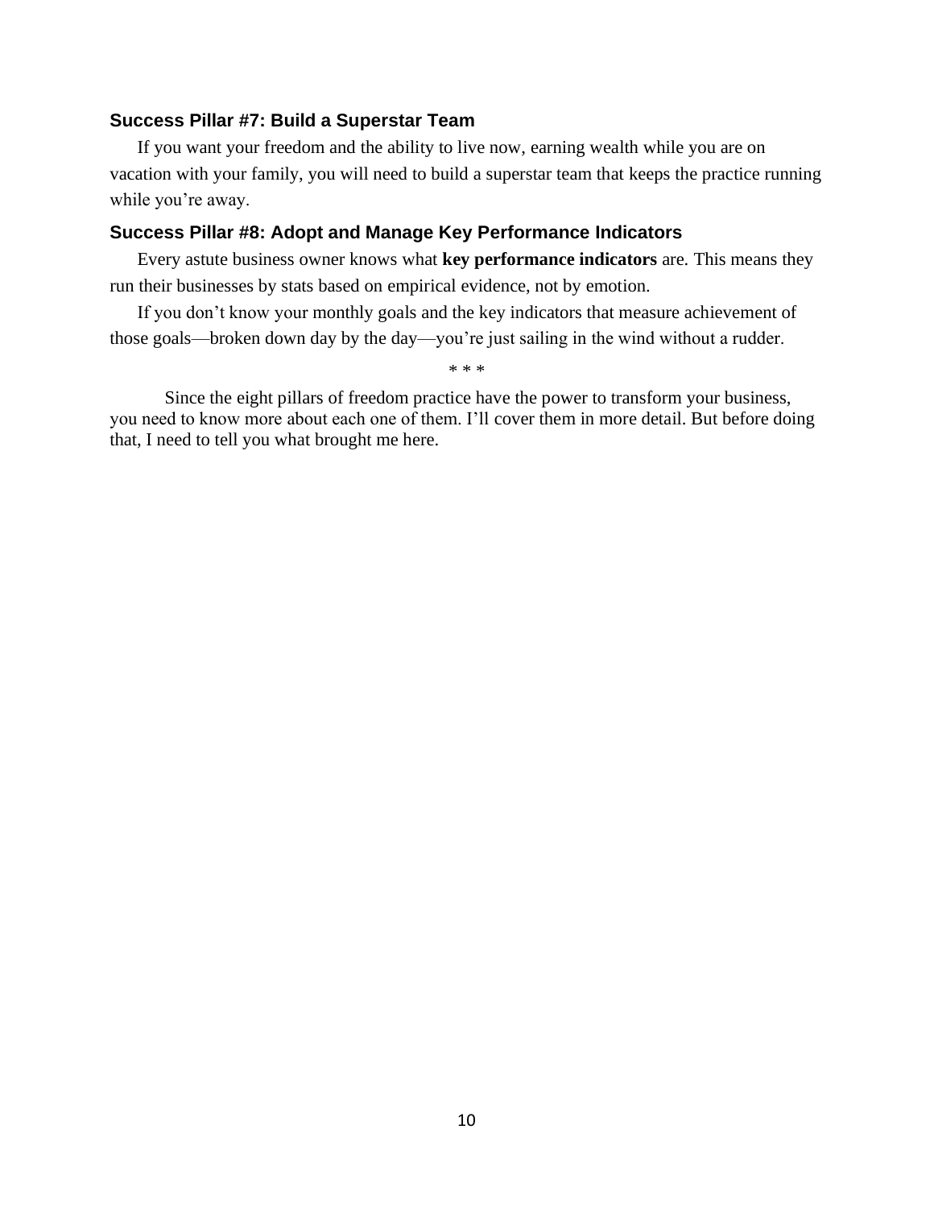### Success Pillar #7: Build a Superstar Team

If you want your freedom and the ability to live now, earning wealth while you are on vacation with your family, you will need to build a superstar team that keeps the practice running while you're away.

### Success Pillar #8: Adopt and Manage Key Performance Indicators

Every astute business owner knows what **key performance indicators** are. This means they run their businesses by stats based on empirical evidence, not by emotion.

If you don't know your monthly goals and the key indicators that measure achievement of those goals—broken down day by the day—you're just sailing in the wind without a rudder.

* * *

Since the eight pillars of freedom practice have the power to transform your business, you need to know more about each one of them. I'll cover them in more detail. But before doing that, I need to tell you what brought me here.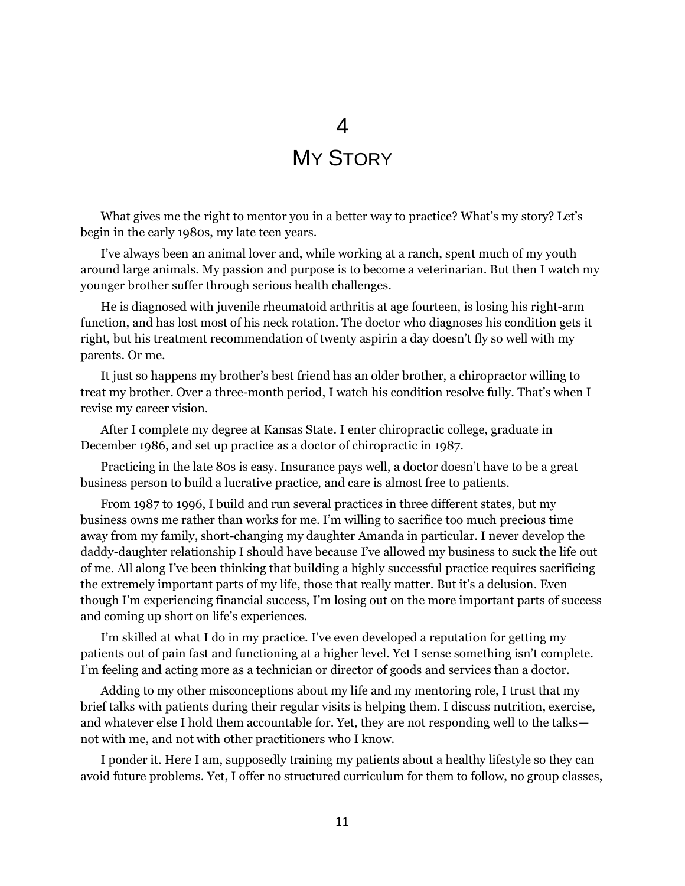# 4
# MY STORY

What gives me the right to mentor you in a better way to practice? What's my story? Let's begin in the early 1980s, my late teen years.

I've always been an animal lover and, while working at a ranch, spent much of my youth around large animals. My passion and purpose is to become a veterinarian. But then I watch my younger brother suffer through serious health challenges.

He is diagnosed with juvenile rheumatoid arthritis at age fourteen, is losing his right-arm function, and has lost most of his neck rotation. The doctor who diagnoses his condition gets it right, but his treatment recommendation of twenty aspirin a day doesn't fly so well with my parents. Or me.

It just so happens my brother's best friend has an older brother, a chiropractor willing to treat my brother. Over a three-month period, I watch his condition resolve fully. That's when I revise my career vision.

After I complete my degree at Kansas State. I enter chiropractic college, graduate in December 1986, and set up practice as a doctor of chiropractic in 1987.

Practicing in the late 80s is easy. Insurance pays well, a doctor doesn't have to be a great business person to build a lucrative practice, and care is almost free to patients.

From 1987 to 1996, I build and run several practices in three different states, but my business owns me rather than works for me. I'm willing to sacrifice too much precious time away from my family, short-changing my daughter Amanda in particular. I never develop the daddy-daughter relationship I should have because I've allowed my business to suck the life out of me. All along I've been thinking that building a highly successful practice requires sacrificing the extremely important parts of my life, those that really matter. But it's a delusion. Even though I'm experiencing financial success, I'm losing out on the more important parts of success and coming up short on life's experiences.

I'm skilled at what I do in my practice. I've even developed a reputation for getting my patients out of pain fast and functioning at a higher level. Yet I sense something isn't complete. I'm feeling and acting more as a technician or director of goods and services than a doctor.

Adding to my other misconceptions about my life and my mentoring role, I trust that my brief talks with patients during their regular visits is helping them. I discuss nutrition, exercise, and whatever else I hold them accountable for. Yet, they are not responding well to the talks—not with me, and not with other practitioners who I know.

I ponder it. Here I am, supposedly training my patients about a healthy lifestyle so they can avoid future problems. Yet, I offer no structured curriculum for them to follow, no group classes,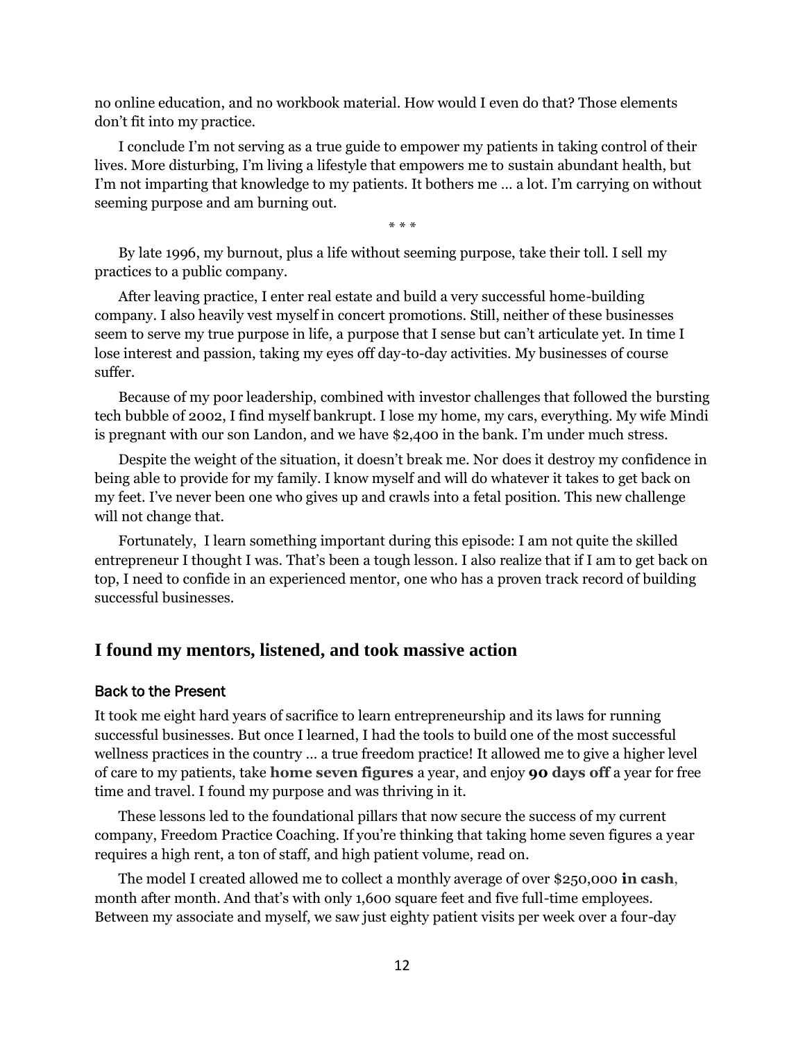no online education, and no workbook material. How would I even do that? Those elements don't fit into my practice.

I conclude I'm not serving as a true guide to empower my patients in taking control of their lives. More disturbing, I'm living a lifestyle that empowers me to sustain abundant health, but I'm not imparting that knowledge to my patients. It bothers me … a lot. I'm carrying on without seeming purpose and am burning out.

\* \* \*

By late 1996, my burnout, plus a life without seeming purpose, take their toll. I sell my practices to a public company.

After leaving practice, I enter real estate and build a very successful home-building company. I also heavily vest myself in concert promotions. Still, neither of these businesses seem to serve my true purpose in life, a purpose that I sense but can't articulate yet. In time I lose interest and passion, taking my eyes off day-to-day activities. My businesses of course suffer.

Because of my poor leadership, combined with investor challenges that followed the bursting tech bubble of 2002, I find myself bankrupt. I lose my home, my cars, everything. My wife Mindi is pregnant with our son Landon, and we have $2,400 in the bank. I'm under much stress.

Despite the weight of the situation, it doesn't break me. Nor does it destroy my confidence in being able to provide for my family. I know myself and will do whatever it takes to get back on my feet. I've never been one who gives up and crawls into a fetal position. This new challenge will not change that.

Fortunately, I learn something important during this episode: I am not quite the skilled entrepreneur I thought I was. That's been a tough lesson. I also realize that if I am to get back on top, I need to confide in an experienced mentor, one who has a proven track record of building successful businesses.

## I found my mentors, listened, and took massive action

### Back to the Present

It took me eight hard years of sacrifice to learn entrepreneurship and its laws for running successful businesses. But once I learned, I had the tools to build one of the most successful wellness practices in the country … a true freedom practice! It allowed me to give a higher level of care to my patients, take **home seven figures** a year, and enjoy **90 days off** a year for free time and travel. I found my purpose and was thriving in it.

These lessons led to the foundational pillars that now secure the success of my current company, Freedom Practice Coaching. If you're thinking that taking home seven figures a year requires a high rent, a ton of staff, and high patient volume, read on.

The model I created allowed me to collect a monthly average of over $250,000 **in cash**, month after month. And that's with only 1,600 square feet and five full-time employees. Between my associate and myself, we saw just eighty patient visits per week over a four-day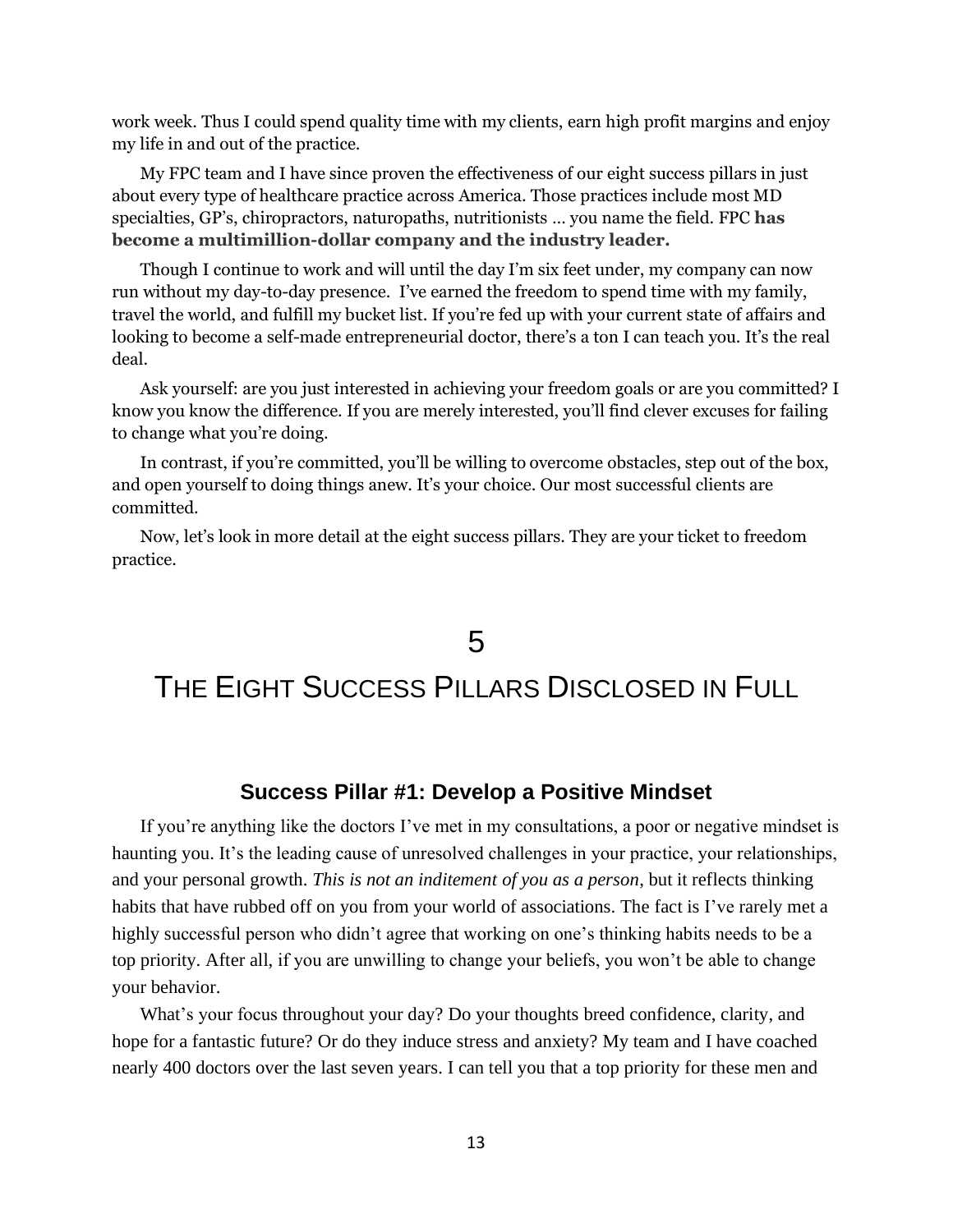work week. Thus I could spend quality time with my clients, earn high profit margins and enjoy my life in and out of the practice.

My FPC team and I have since proven the effectiveness of our eight success pillars in just about every type of healthcare practice across America. Those practices include most MD specialties, GP's, chiropractors, naturopaths, nutritionists … you name the field. FPC **has become a multimillion-dollar company and the industry leader.**

Though I continue to work and will until the day I'm six feet under, my company can now run without my day-to-day presence. I've earned the freedom to spend time with my family, travel the world, and fulfill my bucket list. If you're fed up with your current state of affairs and looking to become a self-made entrepreneurial doctor, there's a ton I can teach you. It's the real deal.

Ask yourself: are you just interested in achieving your freedom goals or are you committed? I know you know the difference. If you are merely interested, you'll find clever excuses for failing to change what you're doing.

In contrast, if you're committed, you'll be willing to overcome obstacles, step out of the box, and open yourself to doing things anew. It's your choice. Our most successful clients are committed.

Now, let's look in more detail at the eight success pillars. They are your ticket to freedom practice.

# 5

# The Eight Success Pillars Disclosed in Full

## Success Pillar #1: Develop a Positive Mindset

If you're anything like the doctors I've met in my consultations, a poor or negative mindset is haunting you. It's the leading cause of unresolved challenges in your practice, your relationships, and your personal growth. *This is not an inditement of you as a person*, but it reflects thinking habits that have rubbed off on you from your world of associations. The fact is I've rarely met a highly successful person who didn't agree that working on one's thinking habits needs to be a top priority. After all, if you are unwilling to change your beliefs, you won't be able to change your behavior.

What's your focus throughout your day? Do your thoughts breed confidence, clarity, and hope for a fantastic future? Or do they induce stress and anxiety? My team and I have coached nearly 400 doctors over the last seven years. I can tell you that a top priority for these men and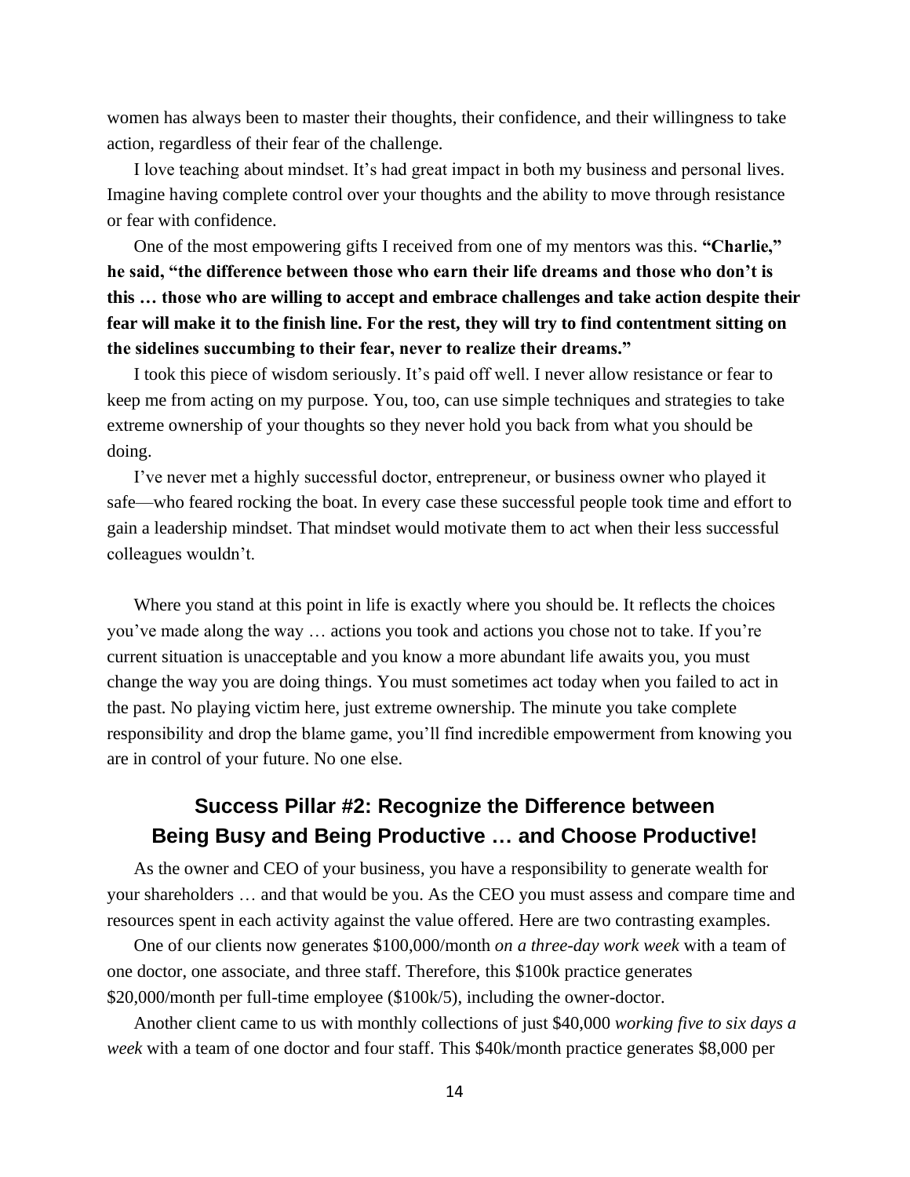women has always been to master their thoughts, their confidence, and their willingness to take action, regardless of their fear of the challenge.

I love teaching about mindset. It's had great impact in both my business and personal lives. Imagine having complete control over your thoughts and the ability to move through resistance or fear with confidence.

One of the most empowering gifts I received from one of my mentors was this. **"Charlie," he said, "the difference between those who earn their life dreams and those who don't is this … those who are willing to accept and embrace challenges and take action despite their fear will make it to the finish line. For the rest, they will try to find contentment sitting on the sidelines succumbing to their fear, never to realize their dreams."**

I took this piece of wisdom seriously. It's paid off well. I never allow resistance or fear to keep me from acting on my purpose. You, too, can use simple techniques and strategies to take extreme ownership of your thoughts so they never hold you back from what you should be doing.

I've never met a highly successful doctor, entrepreneur, or business owner who played it safe—who feared rocking the boat. In every case these successful people took time and effort to gain a leadership mindset. That mindset would motivate them to act when their less successful colleagues wouldn't.

Where you stand at this point in life is exactly where you should be. It reflects the choices you've made along the way … actions you took and actions you chose not to take. If you're current situation is unacceptable and you know a more abundant life awaits you, you must change the way you are doing things. You must sometimes act today when you failed to act in the past. No playing victim here, just extreme ownership. The minute you take complete responsibility and drop the blame game, you'll find incredible empowerment from knowing you are in control of your future. No one else.

## Success Pillar #2: Recognize the Difference between Being Busy and Being Productive … and Choose Productive!

As the owner and CEO of your business, you have a responsibility to generate wealth for your shareholders … and that would be you. As the CEO you must assess and compare time and resources spent in each activity against the value offered. Here are two contrasting examples.

One of our clients now generates $100,000/month *on a three-day work week* with a team of one doctor, one associate, and three staff. Therefore, this $100k practice generates $20,000/month per full-time employee ($100k/5), including the owner-doctor.

Another client came to us with monthly collections of just $40,000 *working five to six days a week* with a team of one doctor and four staff. This $40k/month practice generates $8,000 per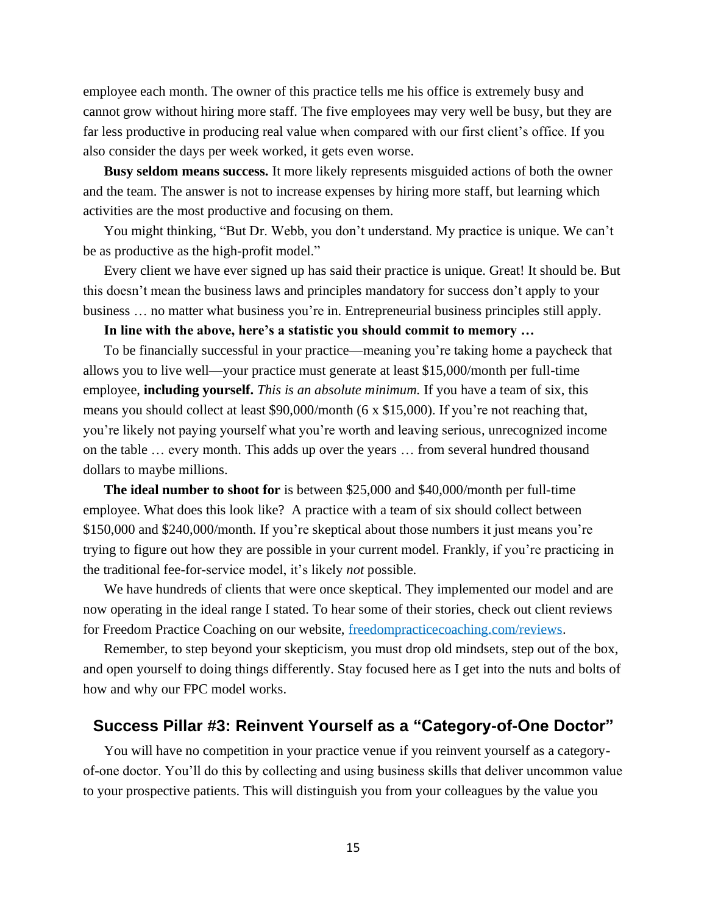employee each month. The owner of this practice tells me his office is extremely busy and cannot grow without hiring more staff. The five employees may very well be busy, but they are far less productive in producing real value when compared with our first client's office. If you also consider the days per week worked, it gets even worse.

**Busy seldom means success.** It more likely represents misguided actions of both the owner and the team. The answer is not to increase expenses by hiring more staff, but learning which activities are the most productive and focusing on them.

You might thinking, "But Dr. Webb, you don't understand. My practice is unique. We can't be as productive as the high-profit model."

Every client we have ever signed up has said their practice is unique. Great! It should be. But this doesn't mean the business laws and principles mandatory for success don't apply to your business … no matter what business you're in. Entrepreneurial business principles still apply.

**In line with the above, here's a statistic you should commit to memory …**

To be financially successful in your practice—meaning you're taking home a paycheck that allows you to live well—your practice must generate at least $15,000/month per full-time employee, **including yourself.** *This is an absolute minimum.* If you have a team of six, this means you should collect at least $90,000/month (6 x $15,000). If you're not reaching that, you're likely not paying yourself what you're worth and leaving serious, unrecognized income on the table … every month. This adds up over the years … from several hundred thousand dollars to maybe millions.

**The ideal number to shoot for** is between $25,000 and $40,000/month per full-time employee. What does this look like? A practice with a team of six should collect between $150,000 and $240,000/month. If you're skeptical about those numbers it just means you're trying to figure out how they are possible in your current model. Frankly, if you're practicing in the traditional fee-for-service model, it's likely *not* possible.

We have hundreds of clients that were once skeptical. They implemented our model and are now operating in the ideal range I stated. To hear some of their stories, check out client reviews for Freedom Practice Coaching on our website, [freedompracticecoaching.com/reviews](freedompracticecoaching.com/reviews).

Remember, to step beyond your skepticism, you must drop old mindsets, step out of the box, and open yourself to doing things differently. Stay focused here as I get into the nuts and bolts of how and why our FPC model works.

## Success Pillar #3: Reinvent Yourself as a "Category-of-One Doctor"

You will have no competition in your practice venue if you reinvent yourself as a category-of-one doctor. You'll do this by collecting and using business skills that deliver uncommon value to your prospective patients. This will distinguish you from your colleagues by the value you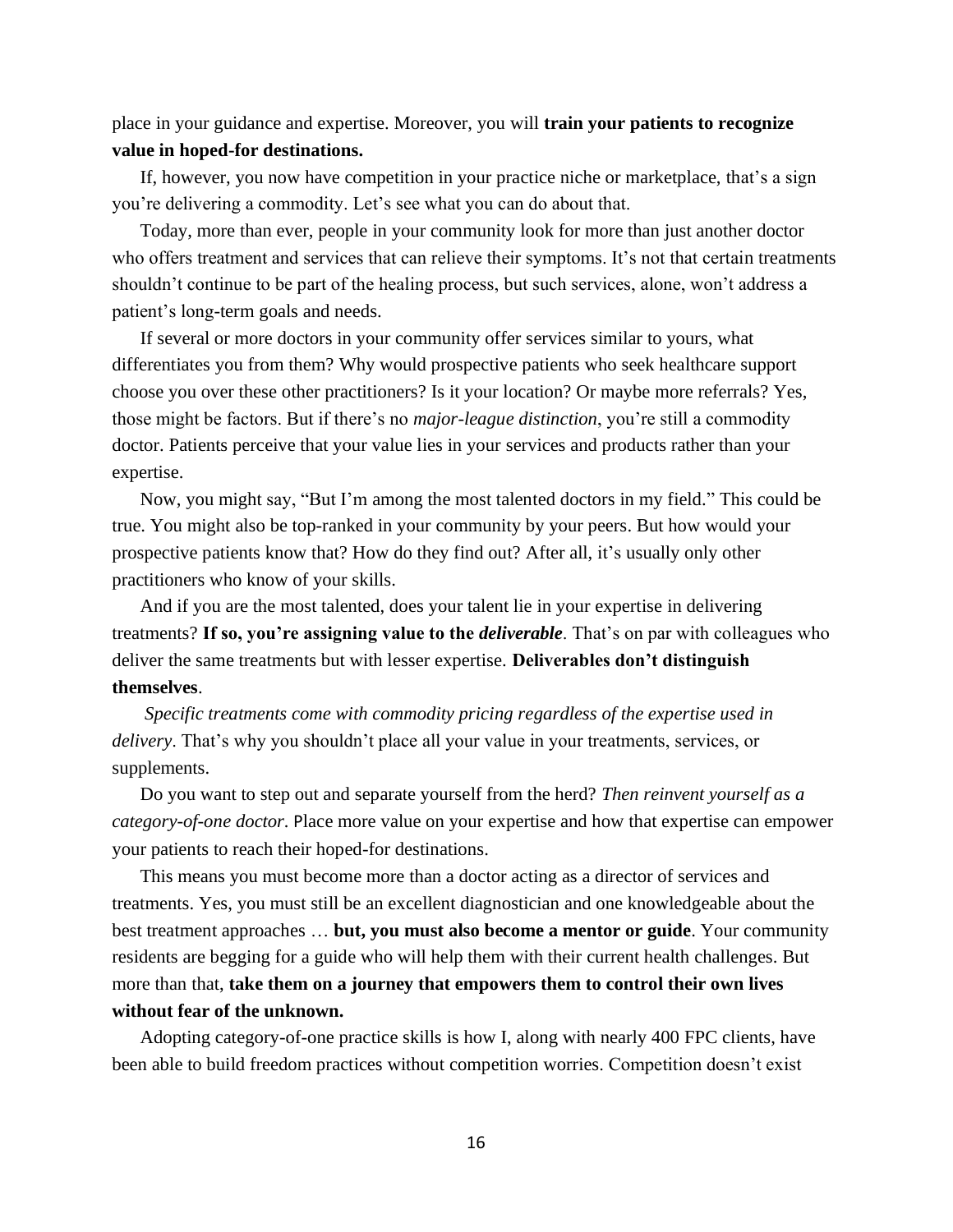place in your guidance and expertise. Moreover, you will **train your patients to recognize value in hoped-for destinations.**

If, however, you now have competition in your practice niche or marketplace, that's a sign you're delivering a commodity. Let's see what you can do about that.

Today, more than ever, people in your community look for more than just another doctor who offers treatment and services that can relieve their symptoms. It's not that certain treatments shouldn't continue to be part of the healing process, but such services, alone, won't address a patient's long-term goals and needs.

If several or more doctors in your community offer services similar to yours, what differentiates you from them? Why would prospective patients who seek healthcare support choose you over these other practitioners? Is it your location? Or maybe more referrals? Yes, those might be factors. But if there's no *major-league distinction*, you're still a commodity doctor. Patients perceive that your value lies in your services and products rather than your expertise.

Now, you might say, "But I'm among the most talented doctors in my field." This could be true. You might also be top-ranked in your community by your peers. But how would your prospective patients know that? How do they find out? After all, it's usually only other practitioners who know of your skills.

And if you are the most talented, does your talent lie in your expertise in delivering treatments? **If so, you're assigning value to the *deliverable***. That's on par with colleagues who deliver the same treatments but with lesser expertise. **Deliverables don't distinguish themselves**.

*Specific treatments come with commodity pricing regardless of the expertise used in delivery*. That's why you shouldn't place all your value in your treatments, services, or supplements.

Do you want to step out and separate yourself from the herd? *Then reinvent yourself as a category-of-one doctor.* Place more value on your expertise and how that expertise can empower your patients to reach their hoped-for destinations.

This means you must become more than a doctor acting as a director of services and treatments. Yes, you must still be an excellent diagnostician and one knowledgeable about the best treatment approaches … **but, you must also become a mentor or guide**. Your community residents are begging for a guide who will help them with their current health challenges. But more than that, **take them on a journey that empowers them to control their own lives without fear of the unknown.**

Adopting category-of-one practice skills is how I, along with nearly 400 FPC clients, have been able to build freedom practices without competition worries. Competition doesn't exist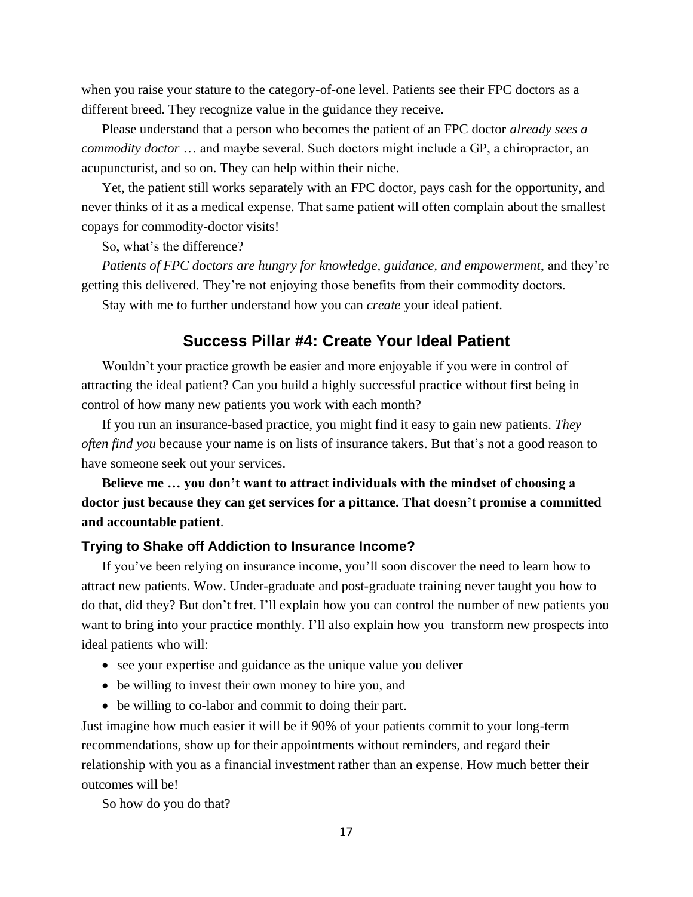when you raise your stature to the category-of-one level. Patients see their FPC doctors as a different breed. They recognize value in the guidance they receive.

Please understand that a person who becomes the patient of an FPC doctor *already sees a commodity doctor* … and maybe several. Such doctors might include a GP, a chiropractor, an acupuncturist, and so on. They can help within their niche.

Yet, the patient still works separately with an FPC doctor, pays cash for the opportunity, and never thinks of it as a medical expense. That same patient will often complain about the smallest copays for commodity-doctor visits!

So, what's the difference?

*Patients of FPC doctors are hungry for knowledge, guidance, and empowerment*, and they're getting this delivered. They're not enjoying those benefits from their commodity doctors.

Stay with me to further understand how you can *create* your ideal patient.

## Success Pillar #4: Create Your Ideal Patient

Wouldn't your practice growth be easier and more enjoyable if you were in control of attracting the ideal patient? Can you build a highly successful practice without first being in control of how many new patients you work with each month?

If you run an insurance-based practice, you might find it easy to gain new patients. *They often find you* because your name is on lists of insurance takers. But that's not a good reason to have someone seek out your services.

**Believe me … you don't want to attract individuals with the mindset of choosing a doctor just because they can get services for a pittance. That doesn't promise a committed and accountable patient**.

### Trying to Shake off Addiction to Insurance Income?

If you've been relying on insurance income, you'll soon discover the need to learn how to attract new patients. Wow. Under-graduate and post-graduate training never taught you how to do that, did they? But don't fret. I'll explain how you can control the number of new patients you want to bring into your practice monthly. I'll also explain how you transform new prospects into ideal patients who will:

- see your expertise and guidance as the unique value you deliver
- be willing to invest their own money to hire you, and
- be willing to co-labor and commit to doing their part.

Just imagine how much easier it will be if 90% of your patients commit to your long-term recommendations, show up for their appointments without reminders, and regard their relationship with you as a financial investment rather than an expense. How much better their outcomes will be!

So how do you do that?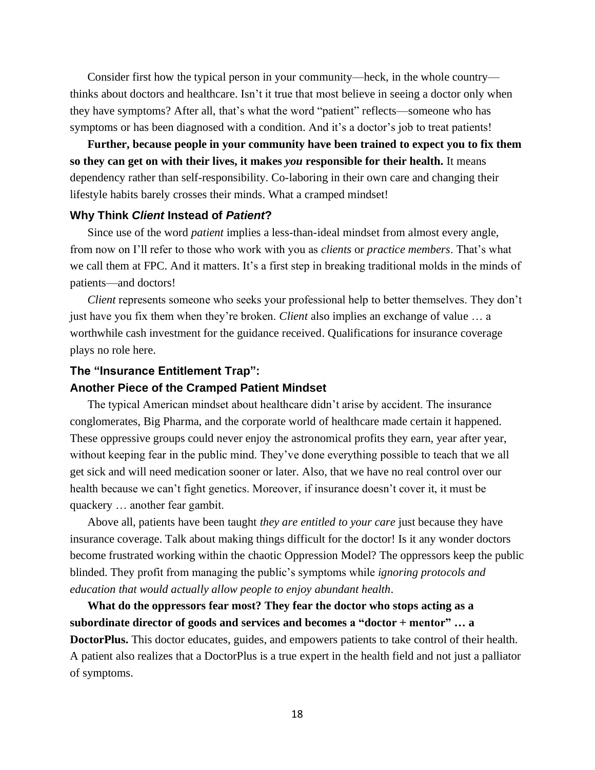Consider first how the typical person in your community—heck, in the whole country—thinks about doctors and healthcare. Isn't it true that most believe in seeing a doctor only when they have symptoms? After all, that's what the word "patient" reflects—someone who has symptoms or has been diagnosed with a condition. And it's a doctor's job to treat patients!

**Further, because people in your community have been trained to expect you to fix them so they can get on with their lives, it makes *you* responsible for their health.** It means dependency rather than self-responsibility. Co-laboring in their own care and changing their lifestyle habits barely crosses their minds. What a cramped mindset!

### Why Think *Client* Instead of *Patient*?

Since use of the word *patient* implies a less-than-ideal mindset from almost every angle, from now on I'll refer to those who work with you as *clients* or *practice members*. That's what we call them at FPC. And it matters. It's a first step in breaking traditional molds in the minds of patients—and doctors!

*Client* represents someone who seeks your professional help to better themselves. They don't just have you fix them when they're broken. *Client* also implies an exchange of value … a worthwhile cash investment for the guidance received. Qualifications for insurance coverage plays no role here.

### The "Insurance Entitlement Trap": Another Piece of the Cramped Patient Mindset

The typical American mindset about healthcare didn't arise by accident. The insurance conglomerates, Big Pharma, and the corporate world of healthcare made certain it happened. These oppressive groups could never enjoy the astronomical profits they earn, year after year, without keeping fear in the public mind. They've done everything possible to teach that we all get sick and will need medication sooner or later. Also, that we have no real control over our health because we can't fight genetics. Moreover, if insurance doesn't cover it, it must be quackery … another fear gambit.

Above all, patients have been taught *they are entitled to your care* just because they have insurance coverage. Talk about making things difficult for the doctor! Is it any wonder doctors become frustrated working within the chaotic Oppression Model? The oppressors keep the public blinded. They profit from managing the public's symptoms while *ignoring protocols and education that would actually allow people to enjoy abundant health*.

**What do the oppressors fear most? They fear the doctor who stops acting as a subordinate director of goods and services and becomes a "doctor + mentor" … a DoctorPlus.** This doctor educates, guides, and empowers patients to take control of their health. A patient also realizes that a DoctorPlus is a true expert in the health field and not just a palliator of symptoms.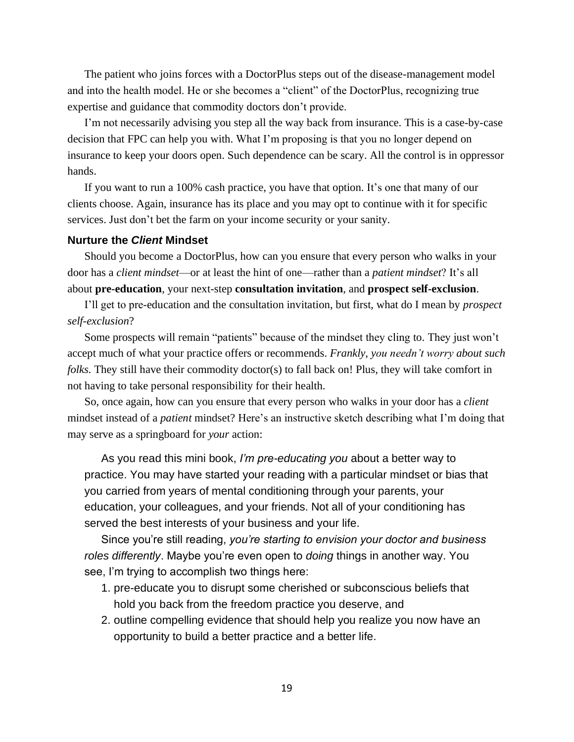The patient who joins forces with a DoctorPlus steps out of the disease-management model and into the health model. He or she becomes a "client" of the DoctorPlus, recognizing true expertise and guidance that commodity doctors don't provide.

I'm not necessarily advising you step all the way back from insurance. This is a case-by-case decision that FPC can help you with. What I'm proposing is that you no longer depend on insurance to keep your doors open. Such dependence can be scary. All the control is in oppressor hands.

If you want to run a 100% cash practice, you have that option. It's one that many of our clients choose. Again, insurance has its place and you may opt to continue with it for specific services. Just don't bet the farm on your income security or your sanity.

### Nurture the *Client* Mindset

Should you become a DoctorPlus, how can you ensure that every person who walks in your door has a *client mindset*—or at least the hint of one—rather than a *patient mindset*? It's all about **pre-education**, your next-step **consultation invitation**, and **prospect self-exclusion**.

I'll get to pre-education and the consultation invitation, but first, what do I mean by *prospect self-exclusion*?

Some prospects will remain "patients" because of the mindset they cling to. They just won't accept much of what your practice offers or recommends. *Frankly, you needn't worry about such folks.* They still have their commodity doctor(s) to fall back on! Plus, they will take comfort in not having to take personal responsibility for their health.

So, once again, how can you ensure that every person who walks in your door has a *client* mindset instead of a *patient* mindset? Here's an instructive sketch describing what I'm doing that may serve as a springboard for *your* action:

> As you read this mini book, *I'm pre-educating you* about a better way to practice. You may have started your reading with a particular mindset or bias that you carried from years of mental conditioning through your parents, your education, your colleagues, and your friends. Not all of your conditioning has served the best interests of your business and your life.
>
> Since you're still reading, *you're starting to envision your doctor and business roles differently*. Maybe you're even open to *doing* things in another way. You see, I'm trying to accomplish two things here:
>
> 1. pre-educate you to disrupt some cherished or subconscious beliefs that hold you back from the freedom practice you deserve, and
> 2. outline compelling evidence that should help you realize you now have an opportunity to build a better practice and a better life.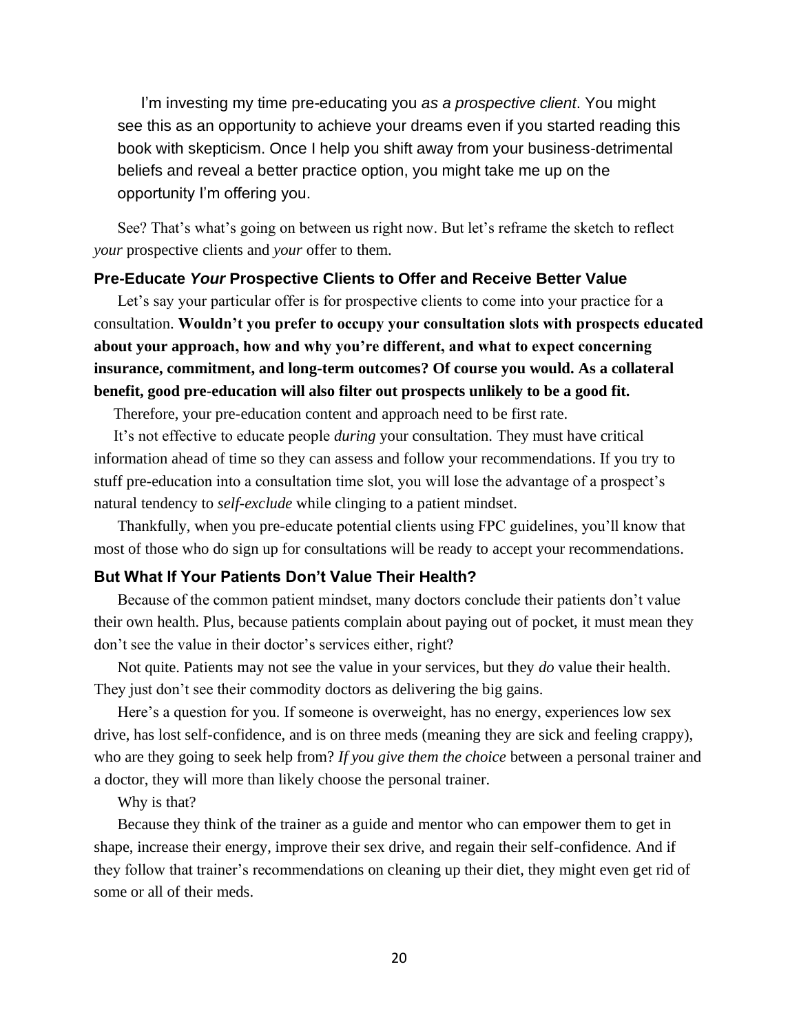I'm investing my time pre-educating you *as a prospective client*. You might see this as an opportunity to achieve your dreams even if you started reading this book with skepticism. Once I help you shift away from your business-detrimental beliefs and reveal a better practice option, you might take me up on the opportunity I'm offering you.

See? That's what's going on between us right now. But let's reframe the sketch to reflect *your* prospective clients and *your* offer to them.

### Pre-Educate *Your* Prospective Clients to Offer and Receive Better Value

Let's say your particular offer is for prospective clients to come into your practice for a consultation. **Wouldn't you prefer to occupy your consultation slots with prospects educated about your approach, how and why you're different, and what to expect concerning insurance, commitment, and long-term outcomes? Of course you would. As a collateral benefit, good pre-education will also filter out prospects unlikely to be a good fit.**

Therefore, your pre-education content and approach need to be first rate.

It's not effective to educate people *during* your consultation. They must have critical information ahead of time so they can assess and follow your recommendations. If you try to stuff pre-education into a consultation time slot, you will lose the advantage of a prospect's natural tendency to *self-exclude* while clinging to a patient mindset.

Thankfully, when you pre-educate potential clients using FPC guidelines, you'll know that most of those who do sign up for consultations will be ready to accept your recommendations.

### But What If Your Patients Don't Value Their Health?

Because of the common patient mindset, many doctors conclude their patients don't value their own health. Plus, because patients complain about paying out of pocket, it must mean they don't see the value in their doctor's services either, right?

Not quite. Patients may not see the value in your services, but they *do* value their health. They just don't see their commodity doctors as delivering the big gains.

Here's a question for you. If someone is overweight, has no energy, experiences low sex drive, has lost self-confidence, and is on three meds (meaning they are sick and feeling crappy), who are they going to seek help from? *If you give them the choice* between a personal trainer and a doctor, they will more than likely choose the personal trainer.

Why is that?

Because they think of the trainer as a guide and mentor who can empower them to get in shape, increase their energy, improve their sex drive, and regain their self-confidence. And if they follow that trainer's recommendations on cleaning up their diet, they might even get rid of some or all of their meds.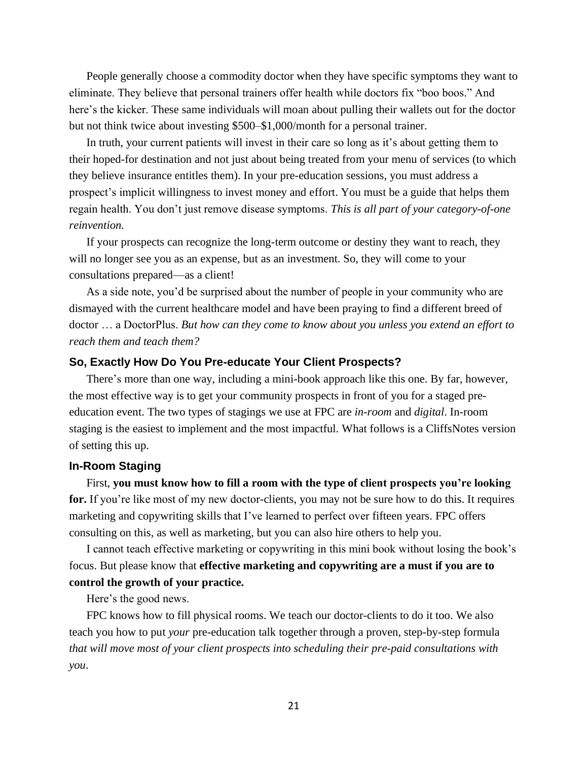People generally choose a commodity doctor when they have specific symptoms they want to eliminate. They believe that personal trainers offer health while doctors fix "boo boos." And here's the kicker. These same individuals will moan about pulling their wallets out for the doctor but not think twice about investing $500–$1,000/month for a personal trainer.

In truth, your current patients will invest in their care so long as it's about getting them to their hoped-for destination and not just about being treated from your menu of services (to which they believe insurance entitles them). In your pre-education sessions, you must address a prospect's implicit willingness to invest money and effort. You must be a guide that helps them regain health. You don't just remove disease symptoms. *This is all part of your category-of-one reinvention.*

If your prospects can recognize the long-term outcome or destiny they want to reach, they will no longer see you as an expense, but as an investment. So, they will come to your consultations prepared—as a client!

As a side note, you'd be surprised about the number of people in your community who are dismayed with the current healthcare model and have been praying to find a different breed of doctor … a DoctorPlus. *But how can they come to know about you unless you extend an effort to reach them and teach them?*

### So, Exactly How Do You Pre-educate Your Client Prospects?

There's more than one way, including a mini-book approach like this one. By far, however, the most effective way is to get your community prospects in front of you for a staged pre-education event. The two types of stagings we use at FPC are *in-room* and *digital*. In-room staging is the easiest to implement and the most impactful. What follows is a CliffsNotes version of setting this up.

### In-Room Staging

First, **you must know how to fill a room with the type of client prospects you're looking for.** If you're like most of my new doctor-clients, you may not be sure how to do this. It requires marketing and copywriting skills that I've learned to perfect over fifteen years. FPC offers consulting on this, as well as marketing, but you can also hire others to help you.

I cannot teach effective marketing or copywriting in this mini book without losing the book's focus. But please know that **effective marketing and copywriting are a must if you are to control the growth of your practice.**

Here's the good news.

FPC knows how to fill physical rooms. We teach our doctor-clients to do it too. We also teach you how to put *your* pre-education talk together through a proven, step-by-step formula *that will move most of your client prospects into scheduling their pre-paid consultations with you*.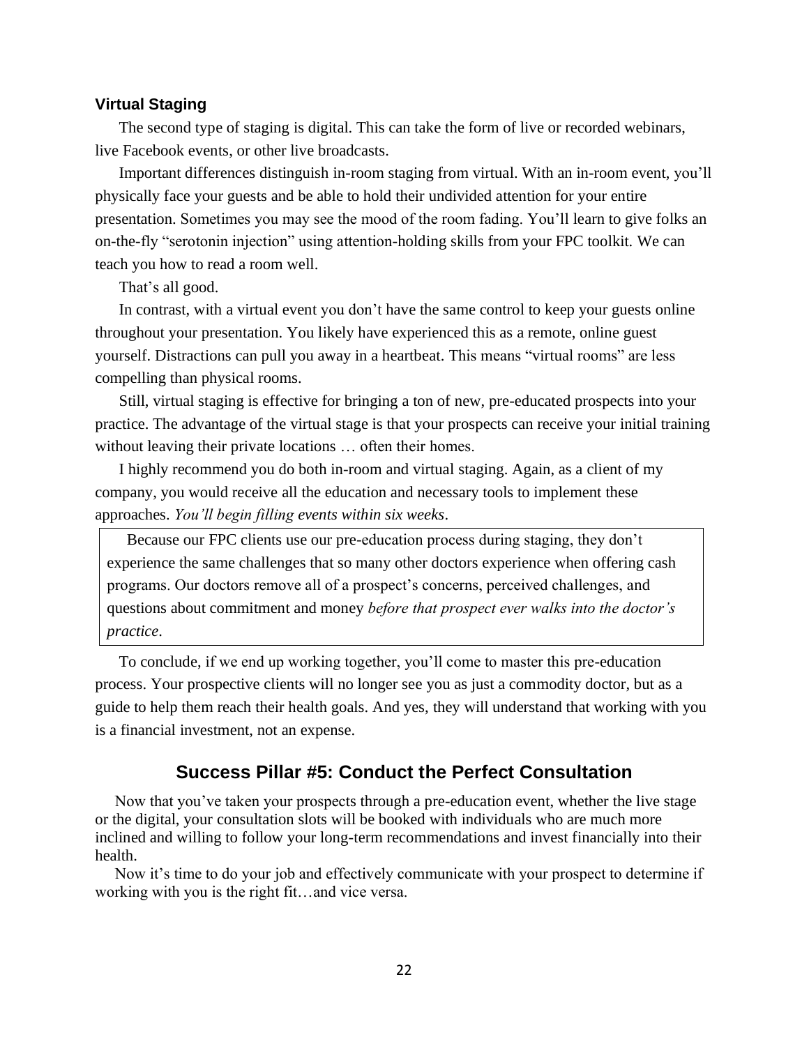### Virtual Staging

The second type of staging is digital. This can take the form of live or recorded webinars, live Facebook events, or other live broadcasts.

Important differences distinguish in-room staging from virtual. With an in-room event, you'll physically face your guests and be able to hold their undivided attention for your entire presentation. Sometimes you may see the mood of the room fading. You'll learn to give folks an on-the-fly "serotonin injection" using attention-holding skills from your FPC toolkit. We can teach you how to read a room well.

That's all good.

In contrast, with a virtual event you don't have the same control to keep your guests online throughout your presentation. You likely have experienced this as a remote, online guest yourself. Distractions can pull you away in a heartbeat. This means "virtual rooms" are less compelling than physical rooms.

Still, virtual staging is effective for bringing a ton of new, pre-educated prospects into your practice. The advantage of the virtual stage is that your prospects can receive your initial training without leaving their private locations … often their homes.

I highly recommend you do both in-room and virtual staging. Again, as a client of my company, you would receive all the education and necessary tools to implement these approaches. *You'll begin filling events within six weeks*.

> Because our FPC clients use our pre-education process during staging, they don't experience the same challenges that so many other doctors experience when offering cash programs. Our doctors remove all of a prospect's concerns, perceived challenges, and questions about commitment and money *before that prospect ever walks into the doctor's practice*.

To conclude, if we end up working together, you'll come to master this pre-education process. Your prospective clients will no longer see you as just a commodity doctor, but as a guide to help them reach their health goals. And yes, they will understand that working with you is a financial investment, not an expense.

## Success Pillar #5: Conduct the Perfect Consultation

Now that you've taken your prospects through a pre-education event, whether the live stage or the digital, your consultation slots will be booked with individuals who are much more inclined and willing to follow your long-term recommendations and invest financially into their health.

Now it's time to do your job and effectively communicate with your prospect to determine if working with you is the right fit…and vice versa.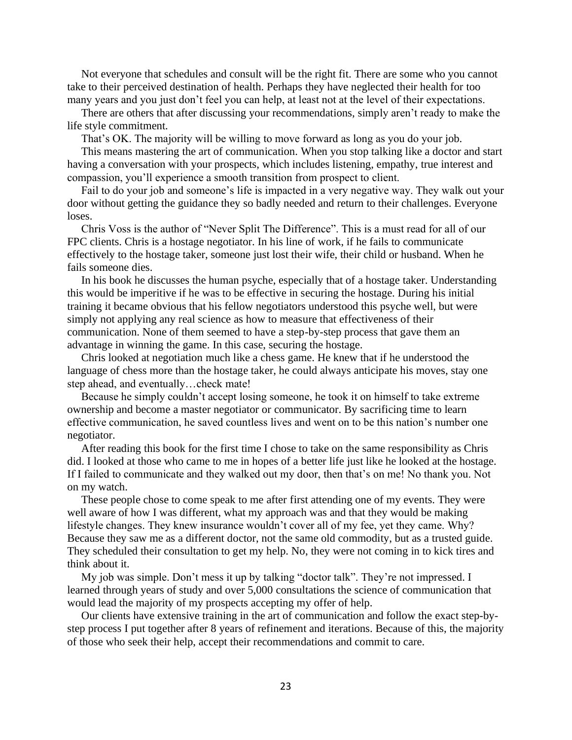Not everyone that schedules and consult will be the right fit. There are some who you cannot take to their perceived destination of health. Perhaps they have neglected their health for too many years and you just don't feel you can help, at least not at the level of their expectations.

There are others that after discussing your recommendations, simply aren't ready to make the life style commitment.

That's OK. The majority will be willing to move forward as long as you do your job.

This means mastering the art of communication. When you stop talking like a doctor and start having a conversation with your prospects, which includes listening, empathy, true interest and compassion, you'll experience a smooth transition from prospect to client.

Fail to do your job and someone's life is impacted in a very negative way. They walk out your door without getting the guidance they so badly needed and return to their challenges. Everyone loses.

Chris Voss is the author of "Never Split The Difference". This is a must read for all of our FPC clients. Chris is a hostage negotiator. In his line of work, if he fails to communicate effectively to the hostage taker, someone just lost their wife, their child or husband. When he fails someone dies.

In his book he discusses the human psyche, especially that of a hostage taker. Understanding this would be imperitive if he was to be effective in securing the hostage. During his initial training it became obvious that his fellow negotiators understood this psyche well, but were simply not applying any real science as how to measure that effectiveness of their communication. None of them seemed to have a step-by-step process that gave them an advantage in winning the game. In this case, securing the hostage.

Chris looked at negotiation much like a chess game. He knew that if he understood the language of chess more than the hostage taker, he could always anticipate his moves, stay one step ahead, and eventually…check mate!

Because he simply couldn't accept losing someone, he took it on himself to take extreme ownership and become a master negotiator or communicator. By sacrificing time to learn effective communication, he saved countless lives and went on to be this nation's number one negotiator.

After reading this book for the first time I chose to take on the same responsibility as Chris did. I looked at those who came to me in hopes of a better life just like he looked at the hostage. If I failed to communicate and they walked out my door, then that's on me! No thank you. Not on my watch.

These people chose to come speak to me after first attending one of my events. They were well aware of how I was different, what my approach was and that they would be making lifestyle changes. They knew insurance wouldn't cover all of my fee, yet they came. Why? Because they saw me as a different doctor, not the same old commodity, but as a trusted guide. They scheduled their consultation to get my help. No, they were not coming in to kick tires and think about it.

My job was simple. Don't mess it up by talking "doctor talk". They're not impressed. I learned through years of study and over 5,000 consultations the science of communication that would lead the majority of my prospects accepting my offer of help.

Our clients have extensive training in the art of communication and follow the exact step-by-step process I put together after 8 years of refinement and iterations. Because of this, the majority of those who seek their help, accept their recommendations and commit to care.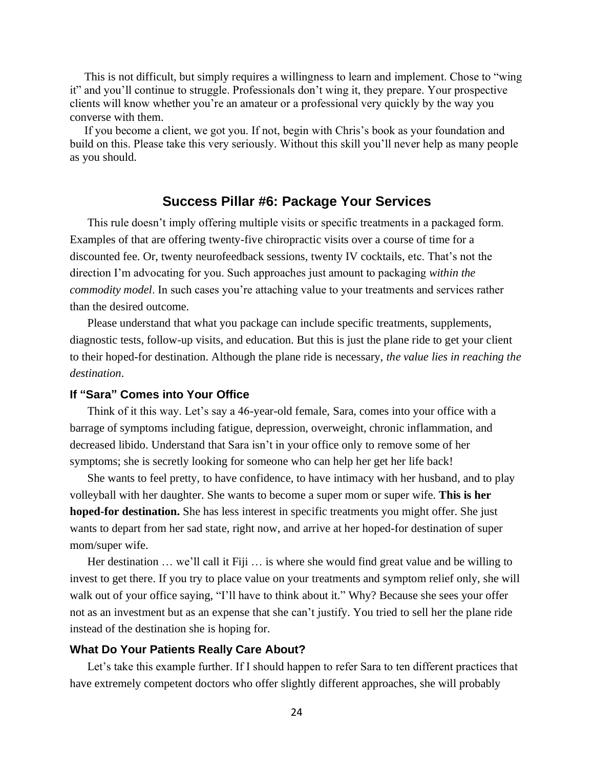This is not difficult, but simply requires a willingness to learn and implement. Chose to "wing it" and you'll continue to struggle. Professionals don't wing it, they prepare. Your prospective clients will know whether you're an amateur or a professional very quickly by the way you converse with them.

If you become a client, we got you. If not, begin with Chris's book as your foundation and build on this. Please take this very seriously. Without this skill you'll never help as many people as you should.

## Success Pillar #6: Package Your Services

This rule doesn't imply offering multiple visits or specific treatments in a packaged form. Examples of that are offering twenty-five chiropractic visits over a course of time for a discounted fee. Or, twenty neurofeedback sessions, twenty IV cocktails, etc. That's not the direction I'm advocating for you. Such approaches just amount to packaging *within the commodity model*. In such cases you're attaching value to your treatments and services rather than the desired outcome.

Please understand that what you package can include specific treatments, supplements, diagnostic tests, follow-up visits, and education. But this is just the plane ride to get your client to their hoped-for destination. Although the plane ride is necessary, *the value lies in reaching the destination*.

### If "Sara" Comes into Your Office

Think of it this way. Let's say a 46-year-old female, Sara, comes into your office with a barrage of symptoms including fatigue, depression, overweight, chronic inflammation, and decreased libido. Understand that Sara isn't in your office only to remove some of her symptoms; she is secretly looking for someone who can help her get her life back!

She wants to feel pretty, to have confidence, to have intimacy with her husband, and to play volleyball with her daughter. She wants to become a super mom or super wife. **This is her hoped-for destination.** She has less interest in specific treatments you might offer. She just wants to depart from her sad state, right now, and arrive at her hoped-for destination of super mom/super wife.

Her destination … we'll call it Fiji … is where she would find great value and be willing to invest to get there. If you try to place value on your treatments and symptom relief only, she will walk out of your office saying, "I'll have to think about it." Why? Because she sees your offer not as an investment but as an expense that she can't justify. You tried to sell her the plane ride instead of the destination she is hoping for.

### What Do Your Patients Really Care About?

Let's take this example further. If I should happen to refer Sara to ten different practices that have extremely competent doctors who offer slightly different approaches, she will probably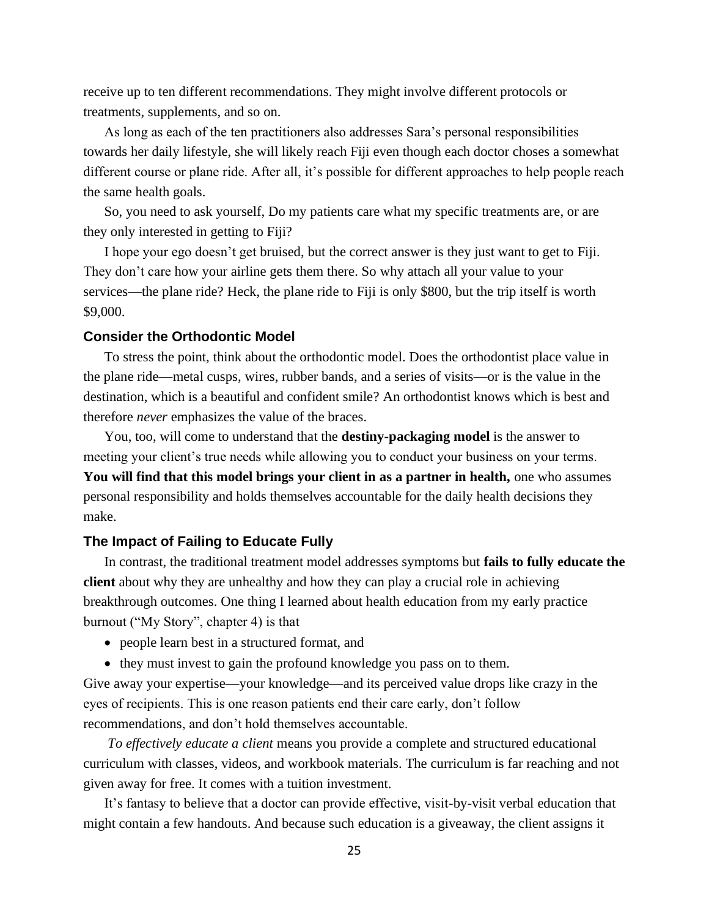receive up to ten different recommendations. They might involve different protocols or treatments, supplements, and so on.

As long as each of the ten practitioners also addresses Sara's personal responsibilities towards her daily lifestyle, she will likely reach Fiji even though each doctor choses a somewhat different course or plane ride. After all, it's possible for different approaches to help people reach the same health goals.

So, you need to ask yourself, Do my patients care what my specific treatments are, or are they only interested in getting to Fiji?

I hope your ego doesn't get bruised, but the correct answer is they just want to get to Fiji. They don't care how your airline gets them there. So why attach all your value to your services—the plane ride? Heck, the plane ride to Fiji is only $800, but the trip itself is worth $9,000.

### Consider the Orthodontic Model

To stress the point, think about the orthodontic model. Does the orthodontist place value in the plane ride—metal cusps, wires, rubber bands, and a series of visits—or is the value in the destination, which is a beautiful and confident smile? An orthodontist knows which is best and therefore *never* emphasizes the value of the braces.

You, too, will come to understand that the **destiny-packaging model** is the answer to meeting your client's true needs while allowing you to conduct your business on your terms. **You will find that this model brings your client in as a partner in health,** one who assumes personal responsibility and holds themselves accountable for the daily health decisions they make.

### The Impact of Failing to Educate Fully

In contrast, the traditional treatment model addresses symptoms but **fails to fully educate the client** about why they are unhealthy and how they can play a crucial role in achieving breakthrough outcomes. One thing I learned about health education from my early practice burnout ("My Story", chapter 4) is that

- people learn best in a structured format, and
- they must invest to gain the profound knowledge you pass on to them.

Give away your expertise—your knowledge—and its perceived value drops like crazy in the eyes of recipients. This is one reason patients end their care early, don't follow recommendations, and don't hold themselves accountable.

*To effectively educate a client* means you provide a complete and structured educational curriculum with classes, videos, and workbook materials. The curriculum is far reaching and not given away for free. It comes with a tuition investment.

It's fantasy to believe that a doctor can provide effective, visit-by-visit verbal education that might contain a few handouts. And because such education is a giveaway, the client assigns it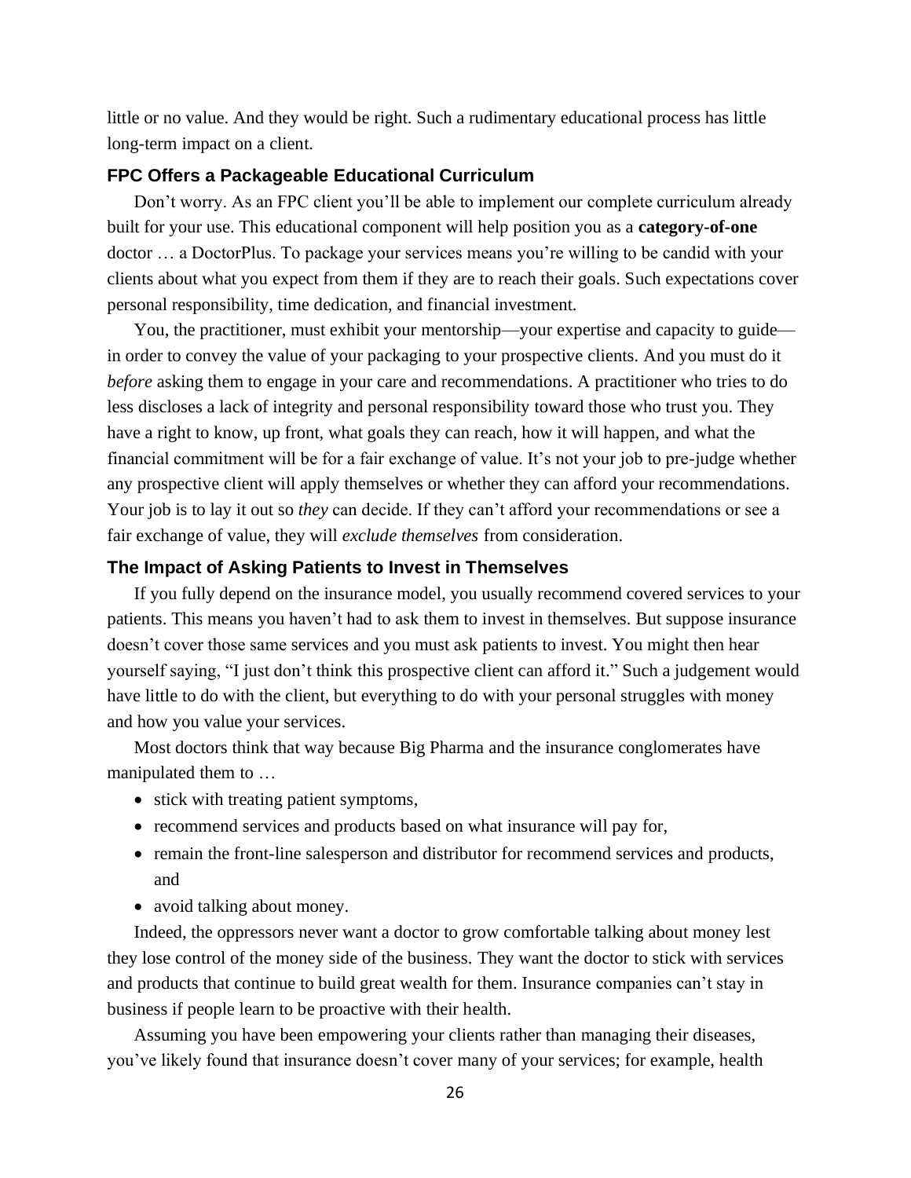little or no value. And they would be right. Such a rudimentary educational process has little long-term impact on a client.

### FPC Offers a Packageable Educational Curriculum

Don't worry. As an FPC client you'll be able to implement our complete curriculum already built for your use. This educational component will help position you as a **category-of-one** doctor … a DoctorPlus. To package your services means you're willing to be candid with your clients about what you expect from them if they are to reach their goals. Such expectations cover personal responsibility, time dedication, and financial investment.

You, the practitioner, must exhibit your mentorship—your expertise and capacity to guide—in order to convey the value of your packaging to your prospective clients. And you must do it *before* asking them to engage in your care and recommendations. A practitioner who tries to do less discloses a lack of integrity and personal responsibility toward those who trust you. They have a right to know, up front, what goals they can reach, how it will happen, and what the financial commitment will be for a fair exchange of value. It's not your job to pre-judge whether any prospective client will apply themselves or whether they can afford your recommendations. Your job is to lay it out so *they* can decide. If they can't afford your recommendations or see a fair exchange of value, they will *exclude themselves* from consideration.

### The Impact of Asking Patients to Invest in Themselves

If you fully depend on the insurance model, you usually recommend covered services to your patients. This means you haven't had to ask them to invest in themselves. But suppose insurance doesn't cover those same services and you must ask patients to invest. You might then hear yourself saying, "I just don't think this prospective client can afford it." Such a judgement would have little to do with the client, but everything to do with your personal struggles with money and how you value your services.

Most doctors think that way because Big Pharma and the insurance conglomerates have manipulated them to …

- stick with treating patient symptoms,
- recommend services and products based on what insurance will pay for,
- remain the front-line salesperson and distributor for recommend services and products, and
- avoid talking about money.

Indeed, the oppressors never want a doctor to grow comfortable talking about money lest they lose control of the money side of the business. They want the doctor to stick with services and products that continue to build great wealth for them. Insurance companies can't stay in business if people learn to be proactive with their health.

Assuming you have been empowering your clients rather than managing their diseases, you've likely found that insurance doesn't cover many of your services; for example, health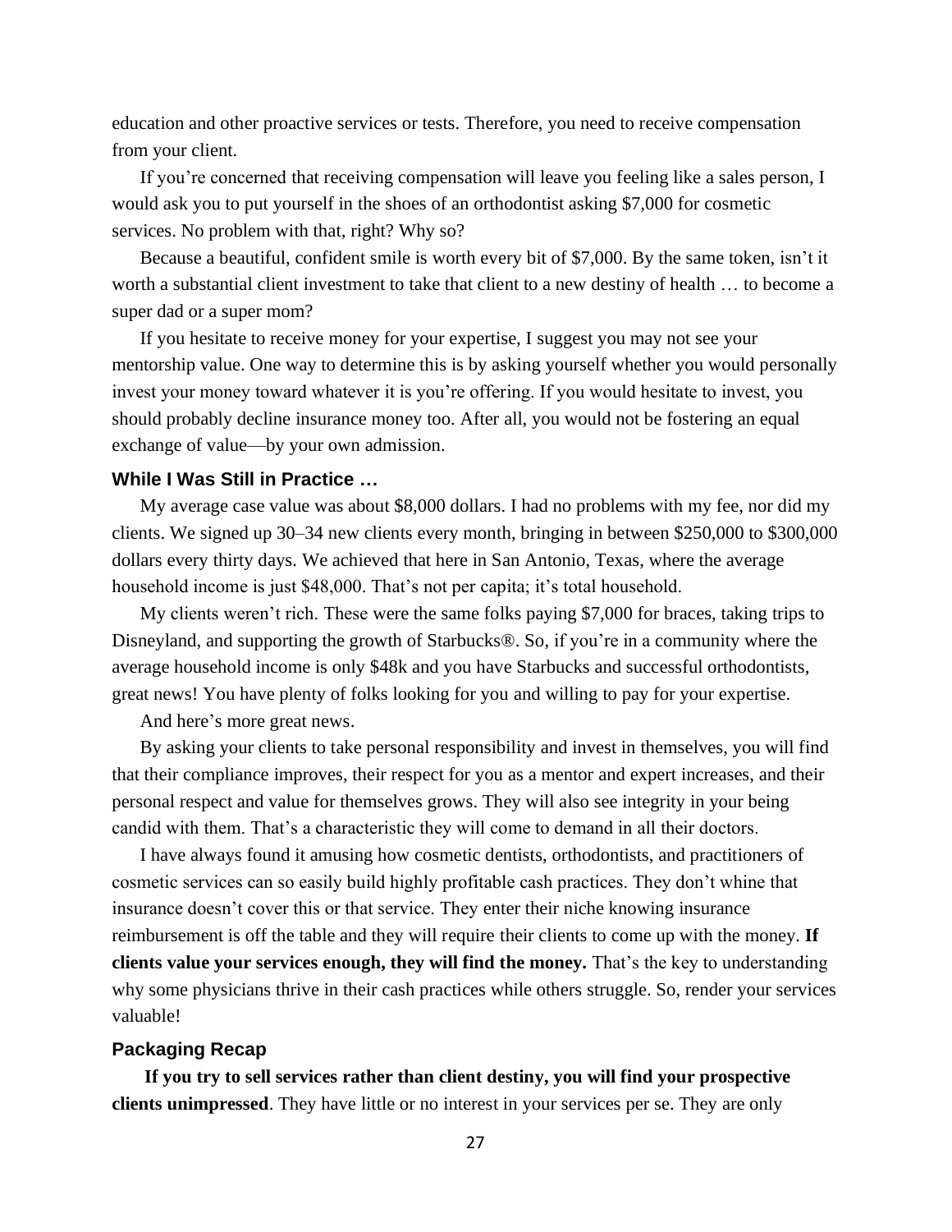education and other proactive services or tests. Therefore, you need to receive compensation from your client.

If you're concerned that receiving compensation will leave you feeling like a sales person, I would ask you to put yourself in the shoes of an orthodontist asking $7,000 for cosmetic services. No problem with that, right? Why so?

Because a beautiful, confident smile is worth every bit of $7,000. By the same token, isn't it worth a substantial client investment to take that client to a new destiny of health … to become a super dad or a super mom?

If you hesitate to receive money for your expertise, I suggest you may not see your mentorship value. One way to determine this is by asking yourself whether you would personally invest your money toward whatever it is you're offering. If you would hesitate to invest, you should probably decline insurance money too. After all, you would not be fostering an equal exchange of value—by your own admission.

### While I Was Still in Practice …

My average case value was about $8,000 dollars. I had no problems with my fee, nor did my clients. We signed up 30–34 new clients every month, bringing in between $250,000 to $300,000 dollars every thirty days. We achieved that here in San Antonio, Texas, where the average household income is just $48,000. That's not per capita; it's total household.

My clients weren't rich. These were the same folks paying $7,000 for braces, taking trips to Disneyland, and supporting the growth of Starbucks®. So, if you're in a community where the average household income is only $48k and you have Starbucks and successful orthodontists, great news! You have plenty of folks looking for you and willing to pay for your expertise.

And here's more great news.

By asking your clients to take personal responsibility and invest in themselves, you will find that their compliance improves, their respect for you as a mentor and expert increases, and their personal respect and value for themselves grows. They will also see integrity in your being candid with them. That's a characteristic they will come to demand in all their doctors.

I have always found it amusing how cosmetic dentists, orthodontists, and practitioners of cosmetic services can so easily build highly profitable cash practices. They don't whine that insurance doesn't cover this or that service. They enter their niche knowing insurance reimbursement is off the table and they will require their clients to come up with the money. **If clients value your services enough, they will find the money.** That's the key to understanding why some physicians thrive in their cash practices while others struggle. So, render your services valuable!

### Packaging Recap

**If you try to sell services rather than client destiny, you will find your prospective clients unimpressed**. They have little or no interest in your services per se. They are only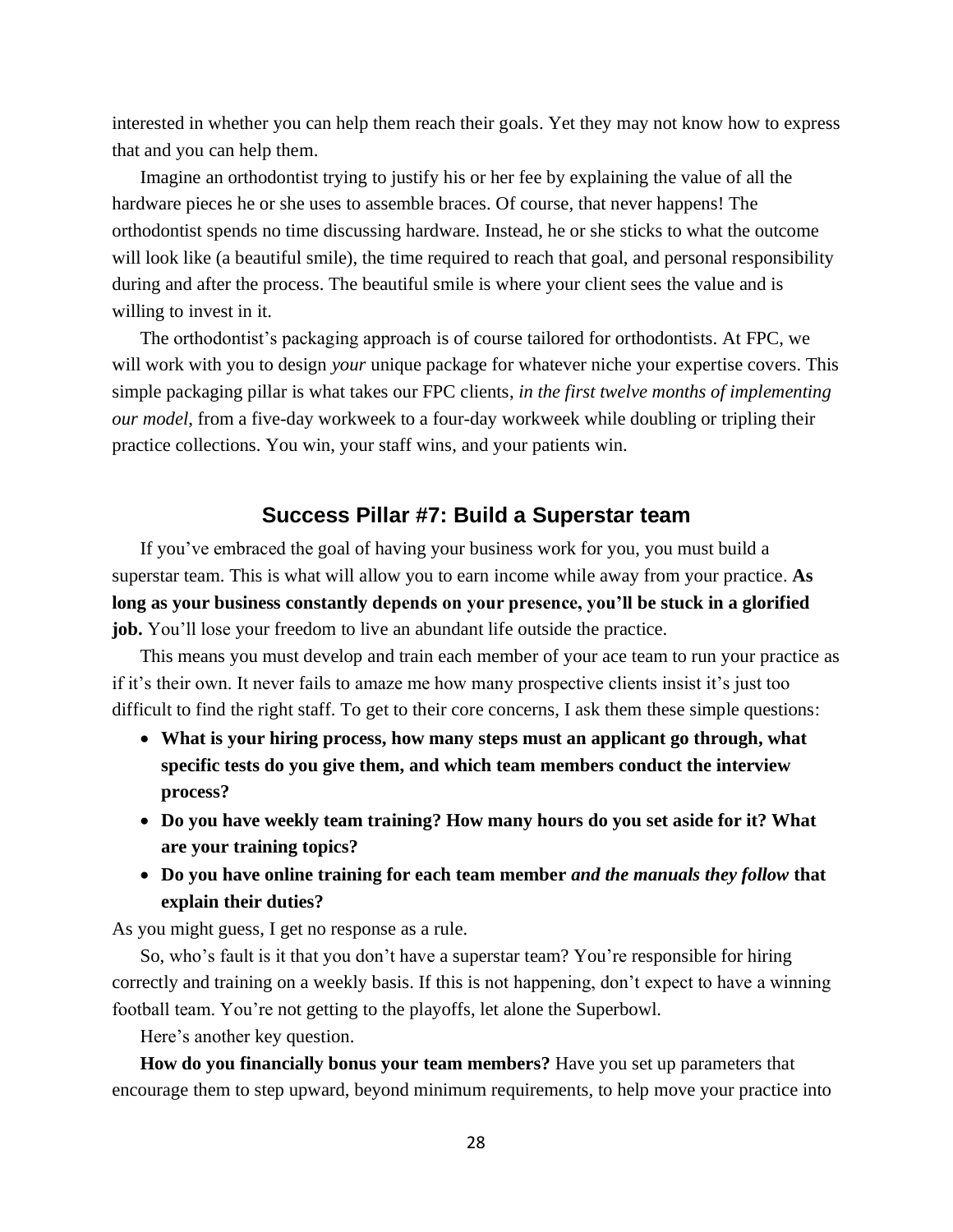interested in whether you can help them reach their goals. Yet they may not know how to express that and you can help them.

Imagine an orthodontist trying to justify his or her fee by explaining the value of all the hardware pieces he or she uses to assemble braces. Of course, that never happens! The orthodontist spends no time discussing hardware. Instead, he or she sticks to what the outcome will look like (a beautiful smile), the time required to reach that goal, and personal responsibility during and after the process. The beautiful smile is where your client sees the value and is willing to invest in it.

The orthodontist's packaging approach is of course tailored for orthodontists. At FPC, we will work with you to design *your* unique package for whatever niche your expertise covers. This simple packaging pillar is what takes our FPC clients, *in the first twelve months of implementing our model*, from a five-day workweek to a four-day workweek while doubling or tripling their practice collections. You win, your staff wins, and your patients win.

## Success Pillar #7: Build a Superstar team

If you've embraced the goal of having your business work for you, you must build a superstar team. This is what will allow you to earn income while away from your practice. **As long as your business constantly depends on your presence, you'll be stuck in a glorified job.** You'll lose your freedom to live an abundant life outside the practice.

This means you must develop and train each member of your ace team to run your practice as if it's their own. It never fails to amaze me how many prospective clients insist it's just too difficult to find the right staff. To get to their core concerns, I ask them these simple questions:

- **What is your hiring process, how many steps must an applicant go through, what specific tests do you give them, and which team members conduct the interview process?**
- **Do you have weekly team training? How many hours do you set aside for it? What are your training topics?**
- **Do you have online training for each team member *and the manuals they follow* that explain their duties?**

As you might guess, I get no response as a rule.

So, who's fault is it that you don't have a superstar team? You're responsible for hiring correctly and training on a weekly basis. If this is not happening, don't expect to have a winning football team. You're not getting to the playoffs, let alone the Superbowl.

Here's another key question.

**How do you financially bonus your team members?** Have you set up parameters that encourage them to step upward, beyond minimum requirements, to help move your practice into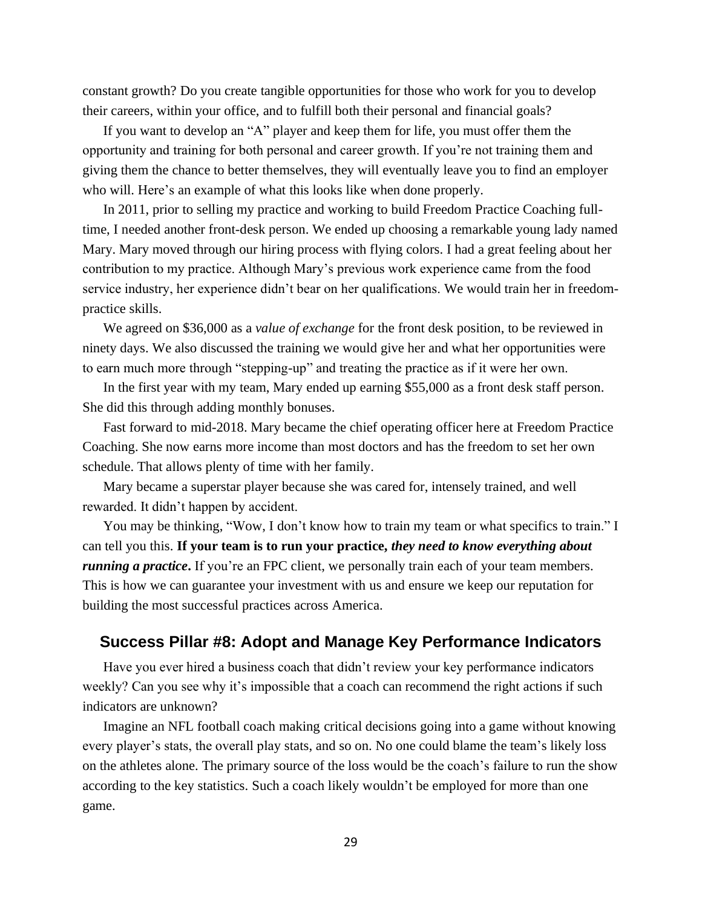constant growth? Do you create tangible opportunities for those who work for you to develop their careers, within your office, and to fulfill both their personal and financial goals?

If you want to develop an "A" player and keep them for life, you must offer them the opportunity and training for both personal and career growth. If you're not training them and giving them the chance to better themselves, they will eventually leave you to find an employer who will. Here's an example of what this looks like when done properly.

In 2011, prior to selling my practice and working to build Freedom Practice Coaching full-time, I needed another front-desk person. We ended up choosing a remarkable young lady named Mary. Mary moved through our hiring process with flying colors. I had a great feeling about her contribution to my practice. Although Mary's previous work experience came from the food service industry, her experience didn't bear on her qualifications. We would train her in freedom-practice skills.

We agreed on $36,000 as a *value of exchange* for the front desk position, to be reviewed in ninety days. We also discussed the training we would give her and what her opportunities were to earn much more through "stepping-up" and treating the practice as if it were her own.

In the first year with my team, Mary ended up earning $55,000 as a front desk staff person. She did this through adding monthly bonuses.

Fast forward to mid-2018. Mary became the chief operating officer here at Freedom Practice Coaching. She now earns more income than most doctors and has the freedom to set her own schedule. That allows plenty of time with her family.

Mary became a superstar player because she was cared for, intensely trained, and well rewarded. It didn't happen by accident.

You may be thinking, "Wow, I don't know how to train my team or what specifics to train." I can tell you this. **If your team is to run your practice, *they need to know everything about running a practice*.** If you're an FPC client, we personally train each of your team members. This is how we can guarantee your investment with us and ensure we keep our reputation for building the most successful practices across America.

## Success Pillar #8: Adopt and Manage Key Performance Indicators

Have you ever hired a business coach that didn't review your key performance indicators weekly? Can you see why it's impossible that a coach can recommend the right actions if such indicators are unknown?

Imagine an NFL football coach making critical decisions going into a game without knowing every player's stats, the overall play stats, and so on. No one could blame the team's likely loss on the athletes alone. The primary source of the loss would be the coach's failure to run the show according to the key statistics. Such a coach likely wouldn't be employed for more than one game.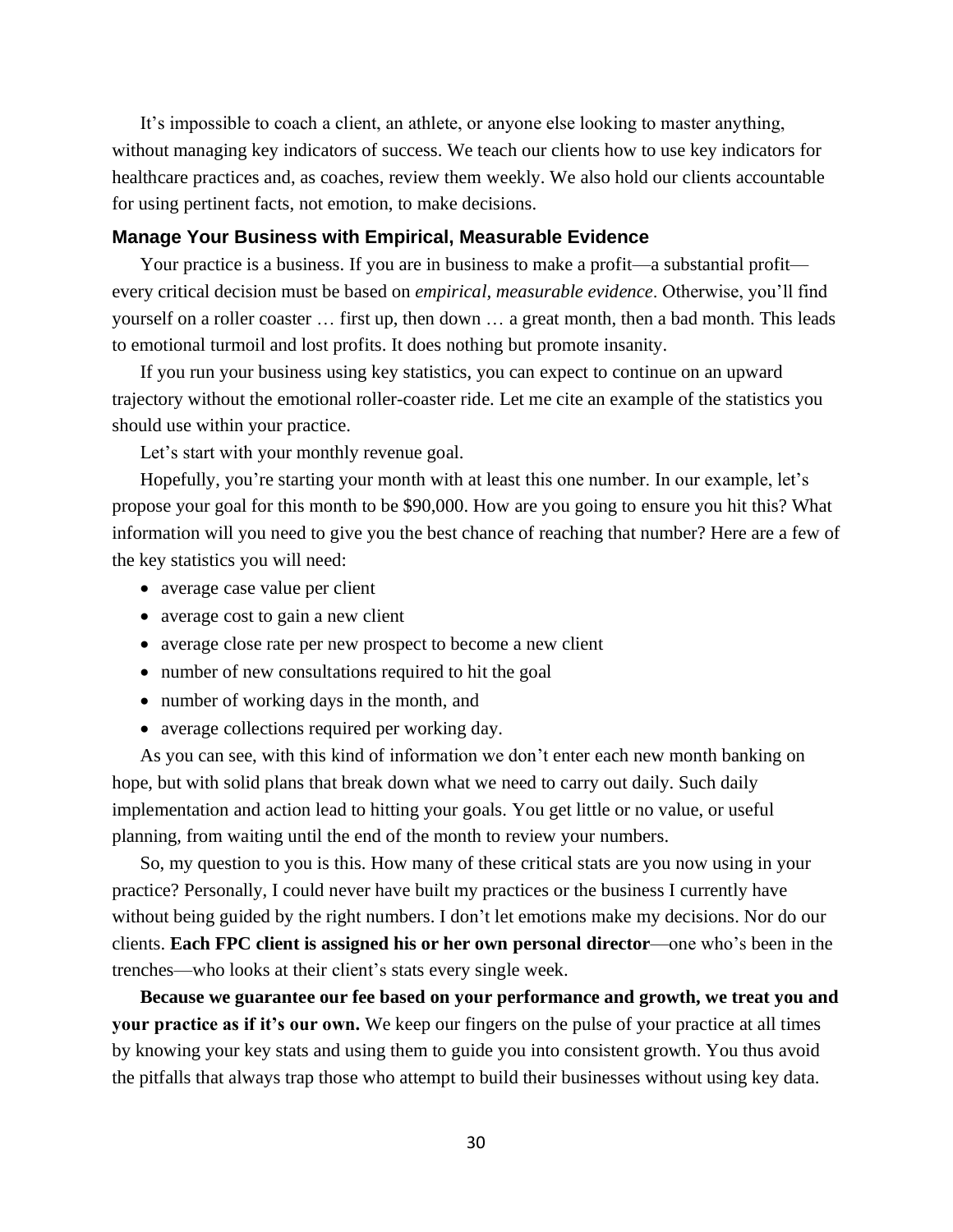It's impossible to coach a client, an athlete, or anyone else looking to master anything, without managing key indicators of success. We teach our clients how to use key indicators for healthcare practices and, as coaches, review them weekly. We also hold our clients accountable for using pertinent facts, not emotion, to make decisions.

### Manage Your Business with Empirical, Measurable Evidence

Your practice is a business. If you are in business to make a profit—a substantial profit—every critical decision must be based on *empirical, measurable evidence*. Otherwise, you'll find yourself on a roller coaster … first up, then down … a great month, then a bad month. This leads to emotional turmoil and lost profits. It does nothing but promote insanity.

If you run your business using key statistics, you can expect to continue on an upward trajectory without the emotional roller-coaster ride. Let me cite an example of the statistics you should use within your practice.

Let's start with your monthly revenue goal.

Hopefully, you're starting your month with at least this one number. In our example, let's propose your goal for this month to be $90,000. How are you going to ensure you hit this? What information will you need to give you the best chance of reaching that number? Here are a few of the key statistics you will need:

- average case value per client
- average cost to gain a new client
- average close rate per new prospect to become a new client
- number of new consultations required to hit the goal
- number of working days in the month, and
- average collections required per working day.

As you can see, with this kind of information we don't enter each new month banking on hope, but with solid plans that break down what we need to carry out daily. Such daily implementation and action lead to hitting your goals. You get little or no value, or useful planning, from waiting until the end of the month to review your numbers.

So, my question to you is this. How many of these critical stats are you now using in your practice? Personally, I could never have built my practices or the business I currently have without being guided by the right numbers. I don't let emotions make my decisions. Nor do our clients. **Each FPC client is assigned his or her own personal director**—one who's been in the trenches—who looks at their client's stats every single week.

**Because we guarantee our fee based on your performance and growth, we treat you and your practice as if it's our own.** We keep our fingers on the pulse of your practice at all times by knowing your key stats and using them to guide you into consistent growth. You thus avoid the pitfalls that always trap those who attempt to build their businesses without using key data.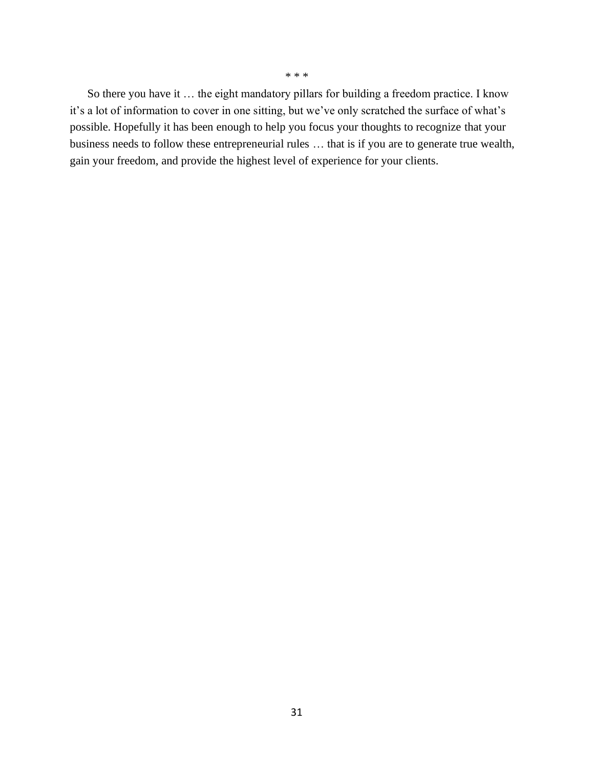\* \* \*

So there you have it … the eight mandatory pillars for building a freedom practice. I know it's a lot of information to cover in one sitting, but we've only scratched the surface of what's possible. Hopefully it has been enough to help you focus your thoughts to recognize that your business needs to follow these entrepreneurial rules … that is if you are to generate true wealth, gain your freedom, and provide the highest level of experience for your clients.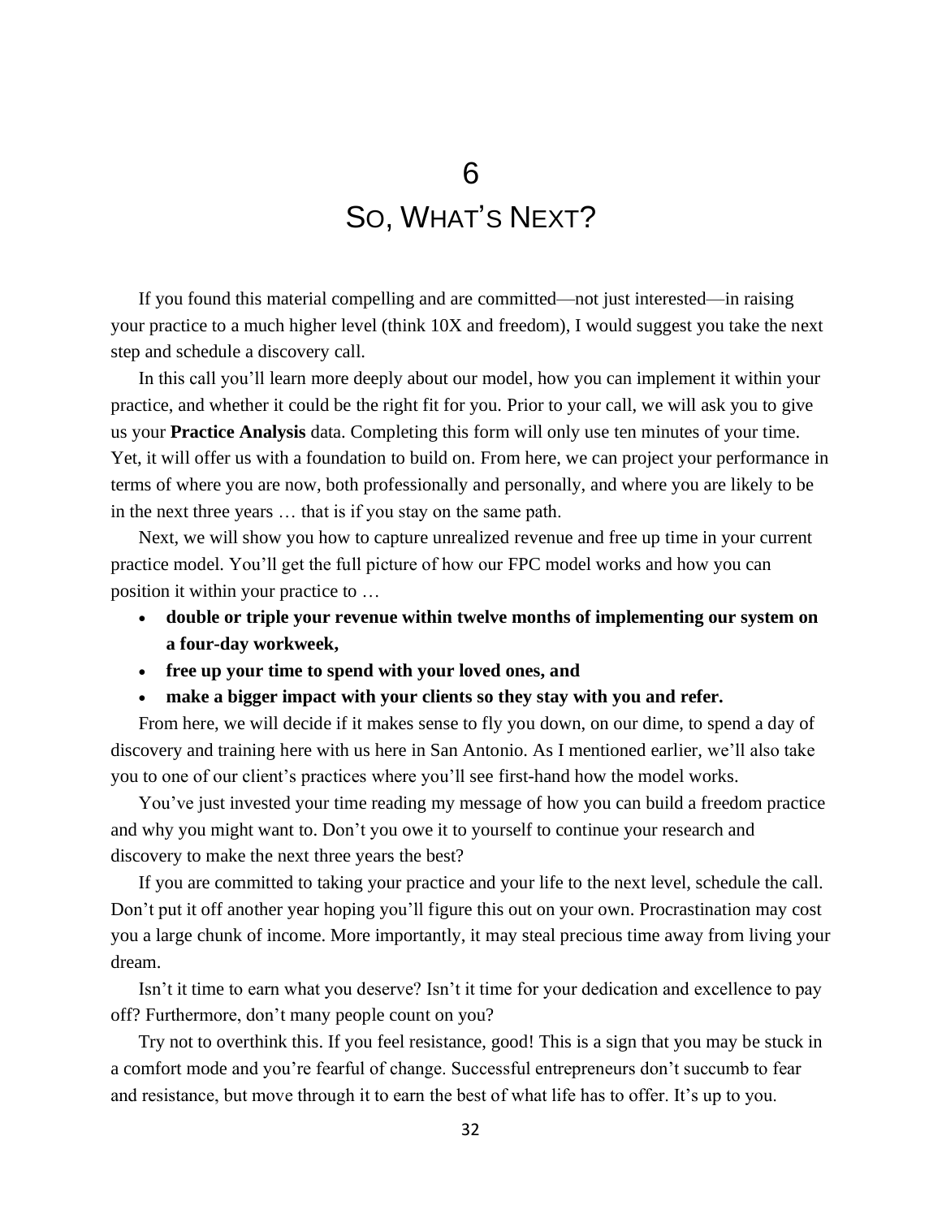# 6

# So, What's Next?

If you found this material compelling and are committed—not just interested—in raising your practice to a much higher level (think 10X and freedom), I would suggest you take the next step and schedule a discovery call.

In this call you'll learn more deeply about our model, how you can implement it within your practice, and whether it could be the right fit for you. Prior to your call, we will ask you to give us your **Practice Analysis** data. Completing this form will only use ten minutes of your time. Yet, it will offer us with a foundation to build on. From here, we can project your performance in terms of where you are now, both professionally and personally, and where you are likely to be in the next three years … that is if you stay on the same path.

Next, we will show you how to capture unrealized revenue and free up time in your current practice model. You'll get the full picture of how our FPC model works and how you can position it within your practice to …

- **double or triple your revenue within twelve months of implementing our system on a four-day workweek,**
- **free up your time to spend with your loved ones, and**
- **make a bigger impact with your clients so they stay with you and refer.**

From here, we will decide if it makes sense to fly you down, on our dime, to spend a day of discovery and training here with us here in San Antonio. As I mentioned earlier, we'll also take you to one of our client's practices where you'll see first-hand how the model works.

You've just invested your time reading my message of how you can build a freedom practice and why you might want to. Don't you owe it to yourself to continue your research and discovery to make the next three years the best?

If you are committed to taking your practice and your life to the next level, schedule the call. Don't put it off another year hoping you'll figure this out on your own. Procrastination may cost you a large chunk of income. More importantly, it may steal precious time away from living your dream.

Isn't it time to earn what you deserve? Isn't it time for your dedication and excellence to pay off? Furthermore, don't many people count on you?

Try not to overthink this. If you feel resistance, good! This is a sign that you may be stuck in a comfort mode and you're fearful of change. Successful entrepreneurs don't succumb to fear and resistance, but move through it to earn the best of what life has to offer. It's up to you.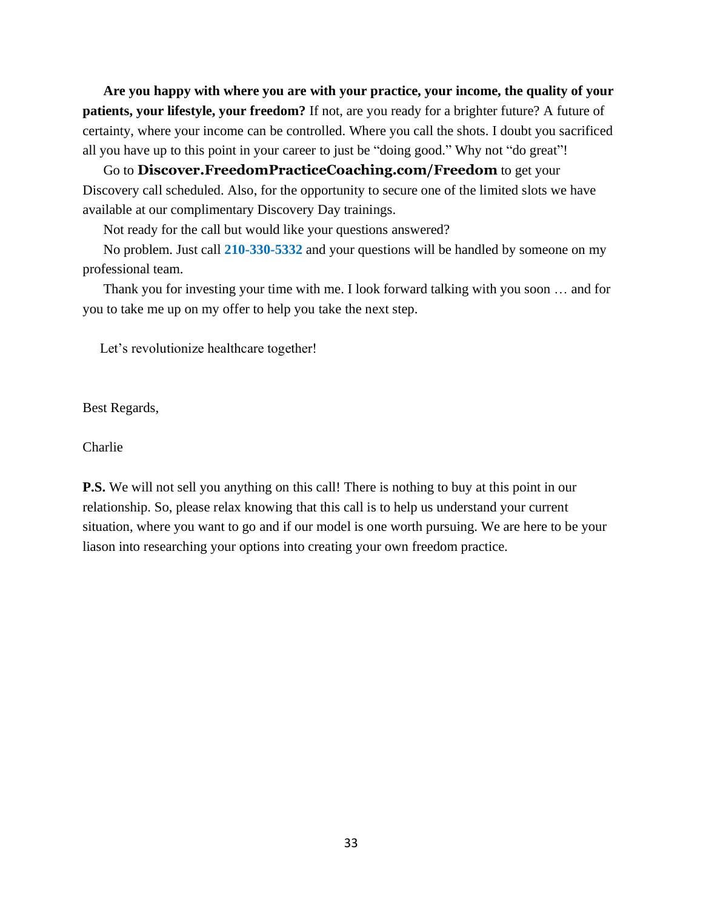**Are you happy with where you are with your practice, your income, the quality of your patients, your lifestyle, your freedom?** If not, are you ready for a brighter future? A future of certainty, where your income can be controlled. Where you call the shots. I doubt you sacrificed all you have up to this point in your career to just be "doing good." Why not "do great"!

Go to **Discover.FreedomPracticeCoaching.com/Freedom** to get your Discovery call scheduled. Also, for the opportunity to secure one of the limited slots we have available at our complimentary Discovery Day trainings.

Not ready for the call but would like your questions answered?

No problem. Just call **210-330-5332** and your questions will be handled by someone on my professional team.

Thank you for investing your time with me. I look forward talking with you soon … and for you to take me up on my offer to help you take the next step.

Let's revolutionize healthcare together!

Best Regards,

Charlie

**P.S.** We will not sell you anything on this call! There is nothing to buy at this point in our relationship. So, please relax knowing that this call is to help us understand your current situation, where you want to go and if our model is one worth pursuing. We are here to be your liason into researching your options into creating your own freedom practice.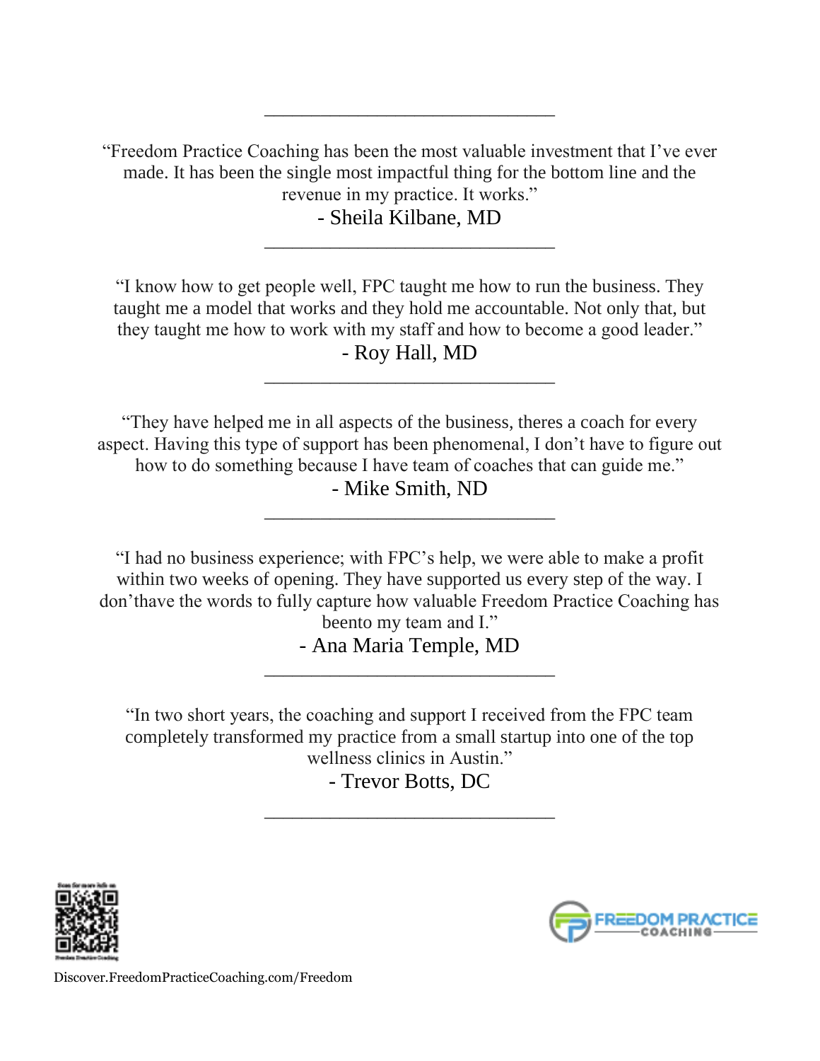---

"Freedom Practice Coaching has been the most valuable investment that I've ever made. It has been the single most impactful thing for the bottom line and the revenue in my practice. It works."

- Sheila Kilbane, MD

---

"I know how to get people well, FPC taught me how to run the business. They taught me a model that works and they hold me accountable. Not only that, but they taught me how to work with my staff and how to become a good leader."

- Roy Hall, MD

---

"They have helped me in all aspects of the business, theres a coach for every aspect. Having this type of support has been phenomenal, I don't have to figure out how to do something because I have team of coaches that can guide me."

- Mike Smith, ND

---

"I had no business experience; with FPC's help, we were able to make a profit within two weeks of opening. They have supported us every step of the way. I don'thave the words to fully capture how valuable Freedom Practice Coaching has beento my team and I."

- Ana Maria Temple, MD

---

"In two short years, the coaching and support I received from the FPC team completely transformed my practice from a small startup into one of the top wellness clinics in Austin."

- Trevor Botts, DC

---

Scan for more info on

Freedom Practice Coaching

FREEDOM PRACTICE COACHING

Discover.FreedomPracticeCoaching.com/Freedom